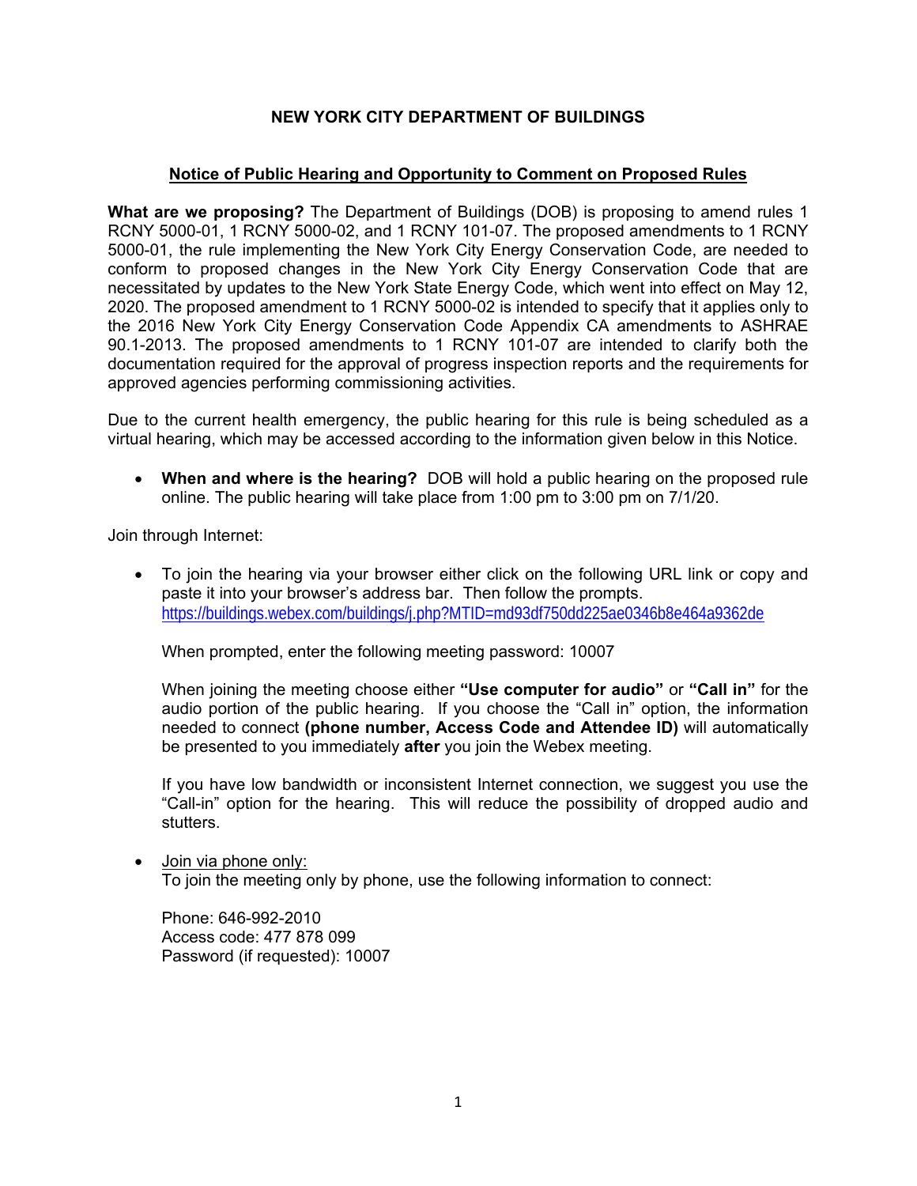# NEW YORK CITY DEPARTMENT OF BUILDINGS

## Notice of Public Hearing and Opportunity to Comment on Proposed Rules

**What are we proposing?** The Department of Buildings (DOB) is proposing to amend rules 1 RCNY 5000-01, 1 RCNY 5000-02, and 1 RCNY 101-07. The proposed amendments to 1 RCNY 5000-01, the rule implementing the New York City Energy Conservation Code, are needed to conform to proposed changes in the New York City Energy Conservation Code that are necessitated by updates to the New York State Energy Code, which went into effect on May 12, 2020. The proposed amendment to 1 RCNY 5000-02 is intended to specify that it applies only to the 2016 New York City Energy Conservation Code Appendix CA amendments to ASHRAE 90.1-2013. The proposed amendments to 1 RCNY 101-07 are intended to clarify both the documentation required for the approval of progress inspection reports and the requirements for approved agencies performing commissioning activities.

Due to the current health emergency, the public hearing for this rule is being scheduled as a virtual hearing, which may be accessed according to the information given below in this Notice.

- **When and where is the hearing?** DOB will hold a public hearing on the proposed rule online. The public hearing will take place from 1:00 pm to 3:00 pm on 7/1/20.

Join through Internet:

- To join the hearing via your browser either click on the following URL link or copy and paste it into your browser's address bar. Then follow the prompts.
  https://buildings.webex.com/buildings/j.php?MTID=md93df750dd225ae0346b8e464a9362de

  When prompted, enter the following meeting password: 10007

  When joining the meeting choose either **"Use computer for audio"** or **"Call in"** for the audio portion of the public hearing. If you choose the "Call in" option, the information needed to connect **(phone number, Access Code and Attendee ID)** will automatically be presented to you immediately **after** you join the Webex meeting.

  If you have low bandwidth or inconsistent Internet connection, we suggest you use the "Call-in" option for the hearing. This will reduce the possibility of dropped audio and stutters.

- Join via phone only:
  To join the meeting only by phone, use the following information to connect:

  Phone: 646-992-2010
  Access code: 477 878 099
  Password (if requested): 10007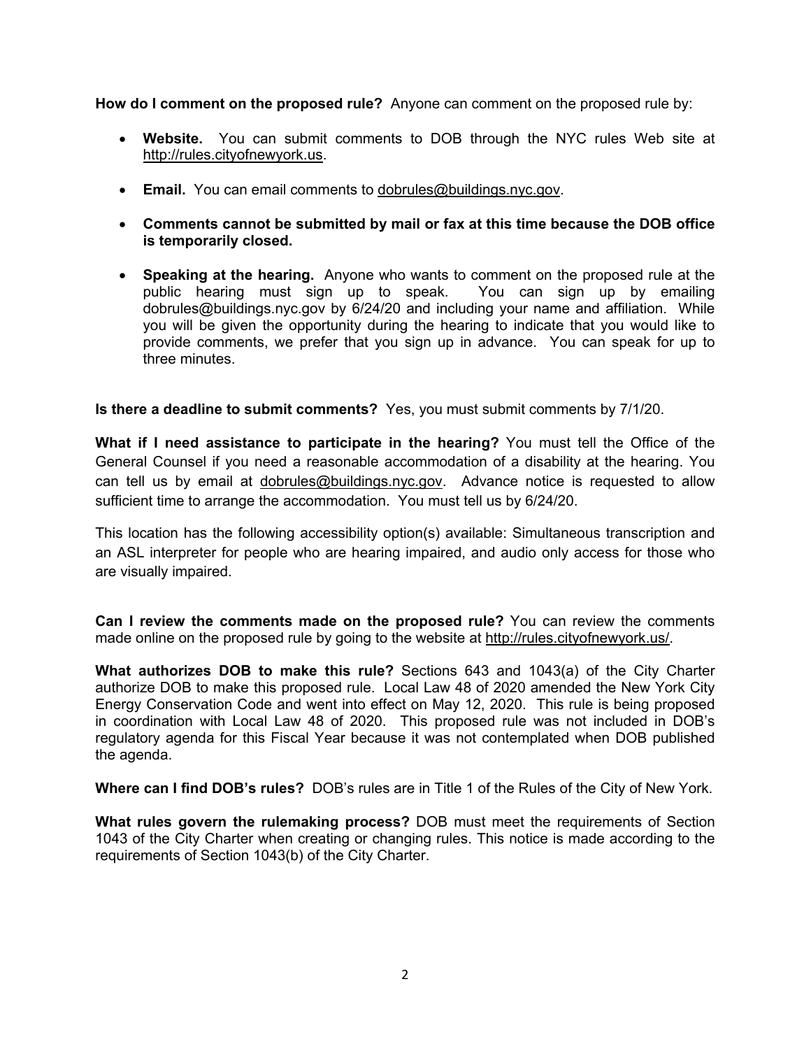**How do I comment on the proposed rule?** Anyone can comment on the proposed rule by:

- **Website.** You can submit comments to DOB through the NYC rules Web site at http://rules.cityofnewyork.us.
- **Email.** You can email comments to dobrules@buildings.nyc.gov.
- **Comments cannot be submitted by mail or fax at this time because the DOB office is temporarily closed.**
- **Speaking at the hearing.** Anyone who wants to comment on the proposed rule at the public hearing must sign up to speak. You can sign up by emailing dobrules@buildings.nyc.gov by 6/24/20 and including your name and affiliation. While you will be given the opportunity during the hearing to indicate that you would like to provide comments, we prefer that you sign up in advance. You can speak for up to three minutes.

**Is there a deadline to submit comments?** Yes, you must submit comments by 7/1/20.

**What if I need assistance to participate in the hearing?** You must tell the Office of the General Counsel if you need a reasonable accommodation of a disability at the hearing. You can tell us by email at dobrules@buildings.nyc.gov. Advance notice is requested to allow sufficient time to arrange the accommodation. You must tell us by 6/24/20.

This location has the following accessibility option(s) available: Simultaneous transcription and an ASL interpreter for people who are hearing impaired, and audio only access for those who are visually impaired.

**Can I review the comments made on the proposed rule?** You can review the comments made online on the proposed rule by going to the website at http://rules.cityofnewyork.us/.

**What authorizes DOB to make this rule?** Sections 643 and 1043(a) of the City Charter authorize DOB to make this proposed rule. Local Law 48 of 2020 amended the New York City Energy Conservation Code and went into effect on May 12, 2020. This rule is being proposed in coordination with Local Law 48 of 2020. This proposed rule was not included in DOB's regulatory agenda for this Fiscal Year because it was not contemplated when DOB published the agenda.

**Where can I find DOB's rules?** DOB's rules are in Title 1 of the Rules of the City of New York.

**What rules govern the rulemaking process?** DOB must meet the requirements of Section 1043 of the City Charter when creating or changing rules. This notice is made according to the requirements of Section 1043(b) of the City Charter.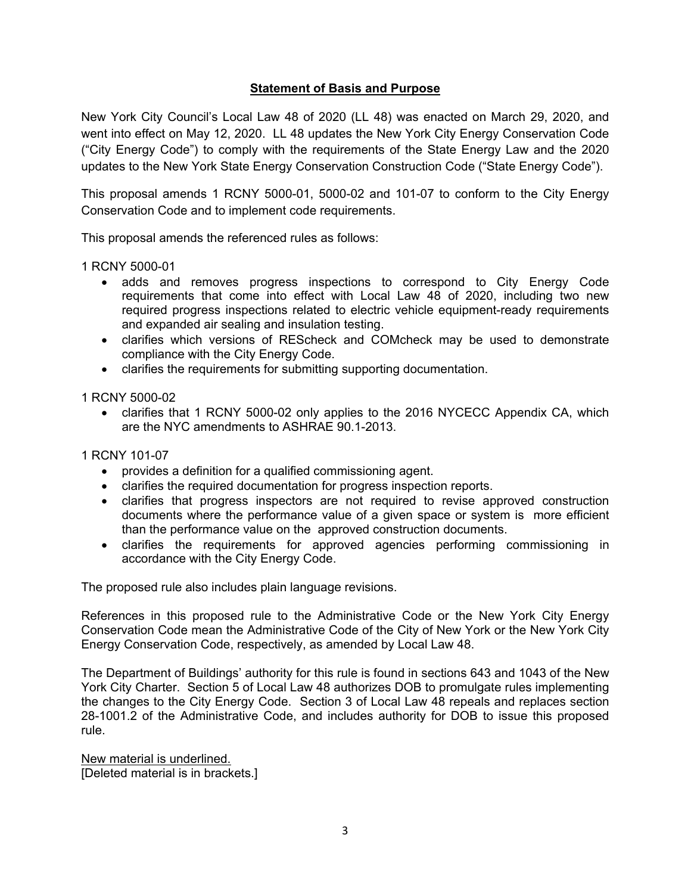## Statement of Basis and Purpose

New York City Council's Local Law 48 of 2020 (LL 48) was enacted on March 29, 2020, and went into effect on May 12, 2020. LL 48 updates the New York City Energy Conservation Code ("City Energy Code") to comply with the requirements of the State Energy Law and the 2020 updates to the New York State Energy Conservation Construction Code ("State Energy Code").

This proposal amends 1 RCNY 5000-01, 5000-02 and 101-07 to conform to the City Energy Conservation Code and to implement code requirements.

This proposal amends the referenced rules as follows:

1 RCNY 5000-01

- adds and removes progress inspections to correspond to City Energy Code requirements that come into effect with Local Law 48 of 2020, including two new required progress inspections related to electric vehicle equipment-ready requirements and expanded air sealing and insulation testing.
- clarifies which versions of REScheck and COMcheck may be used to demonstrate compliance with the City Energy Code.
- clarifies the requirements for submitting supporting documentation.

1 RCNY 5000-02

- clarifies that 1 RCNY 5000-02 only applies to the 2016 NYCECC Appendix CA, which are the NYC amendments to ASHRAE 90.1-2013.

1 RCNY 101-07

- provides a definition for a qualified commissioning agent.
- clarifies the required documentation for progress inspection reports.
- clarifies that progress inspectors are not required to revise approved construction documents where the performance value of a given space or system is more efficient than the performance value on the approved construction documents.
- clarifies the requirements for approved agencies performing commissioning in accordance with the City Energy Code.

The proposed rule also includes plain language revisions.

References in this proposed rule to the Administrative Code or the New York City Energy Conservation Code mean the Administrative Code of the City of New York or the New York City Energy Conservation Code, respectively, as amended by Local Law 48.

The Department of Buildings' authority for this rule is found in sections 643 and 1043 of the New York City Charter. Section 5 of Local Law 48 authorizes DOB to promulgate rules implementing the changes to the City Energy Code. Section 3 of Local Law 48 repeals and replaces section 28-1001.2 of the Administrative Code, and includes authority for DOB to issue this proposed rule.

<u>New material is underlined.</u>
[Deleted material is in brackets.]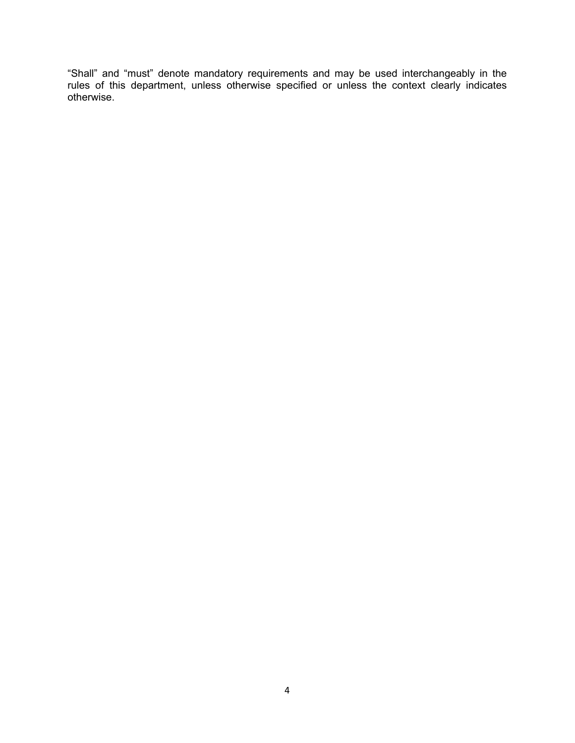"Shall" and "must" denote mandatory requirements and may be used interchangeably in the rules of this department, unless otherwise specified or unless the context clearly indicates otherwise.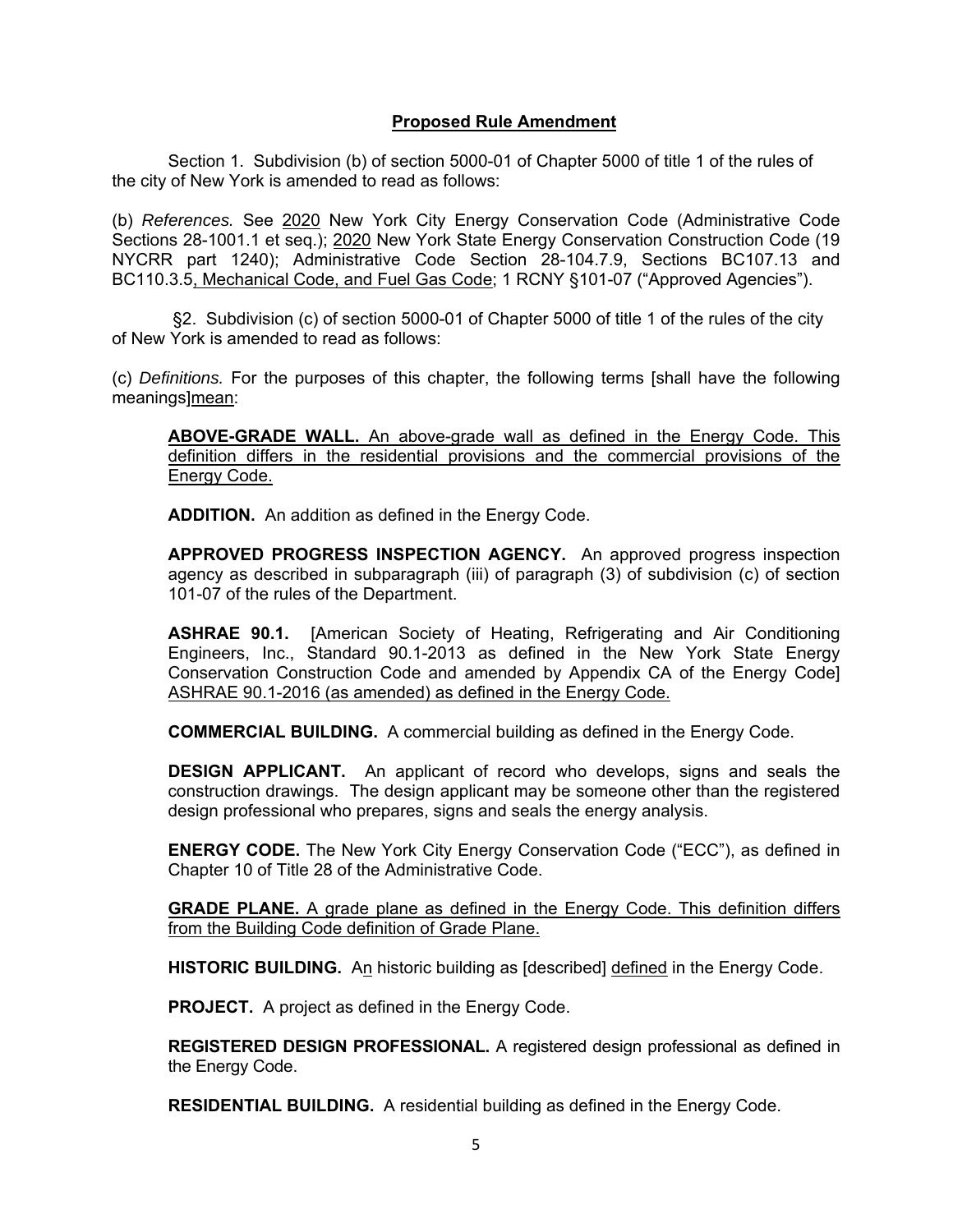## Proposed Rule Amendment

Section 1. Subdivision (b) of section 5000-01 of Chapter 5000 of title 1 of the rules of the city of New York is amended to read as follows:

(b) *References.* See 2020 New York City Energy Conservation Code (Administrative Code Sections 28-1001.1 et seq.); 2020 New York State Energy Conservation Construction Code (19 NYCRR part 1240); Administrative Code Section 28-104.7.9, Sections BC107.13 and BC110.3.5, Mechanical Code, and Fuel Gas Code; 1 RCNY §101-07 ("Approved Agencies").

§2. Subdivision (c) of section 5000-01 of Chapter 5000 of title 1 of the rules of the city of New York is amended to read as follows:

(c) *Definitions.* For the purposes of this chapter, the following terms [shall have the following meanings]mean:

**ABOVE-GRADE WALL.** An above-grade wall as defined in the Energy Code. This definition differs in the residential provisions and the commercial provisions of the Energy Code.

**ADDITION.** An addition as defined in the Energy Code.

**APPROVED PROGRESS INSPECTION AGENCY.** An approved progress inspection agency as described in subparagraph (iii) of paragraph (3) of subdivision (c) of section 101-07 of the rules of the Department.

**ASHRAE 90.1.** [American Society of Heating, Refrigerating and Air Conditioning Engineers, Inc., Standard 90.1-2013 as defined in the New York State Energy Conservation Construction Code and amended by Appendix CA of the Energy Code] ASHRAE 90.1-2016 (as amended) as defined in the Energy Code.

**COMMERCIAL BUILDING.** A commercial building as defined in the Energy Code.

**DESIGN APPLICANT.** An applicant of record who develops, signs and seals the construction drawings. The design applicant may be someone other than the registered design professional who prepares, signs and seals the energy analysis.

**ENERGY CODE.** The New York City Energy Conservation Code ("ECC"), as defined in Chapter 10 of Title 28 of the Administrative Code.

**GRADE PLANE.** A grade plane as defined in the Energy Code. This definition differs from the Building Code definition of Grade Plane.

**HISTORIC BUILDING.** An historic building as [described] defined in the Energy Code.

**PROJECT.** A project as defined in the Energy Code.

**REGISTERED DESIGN PROFESSIONAL.** A registered design professional as defined in the Energy Code.

**RESIDENTIAL BUILDING.** A residential building as defined in the Energy Code.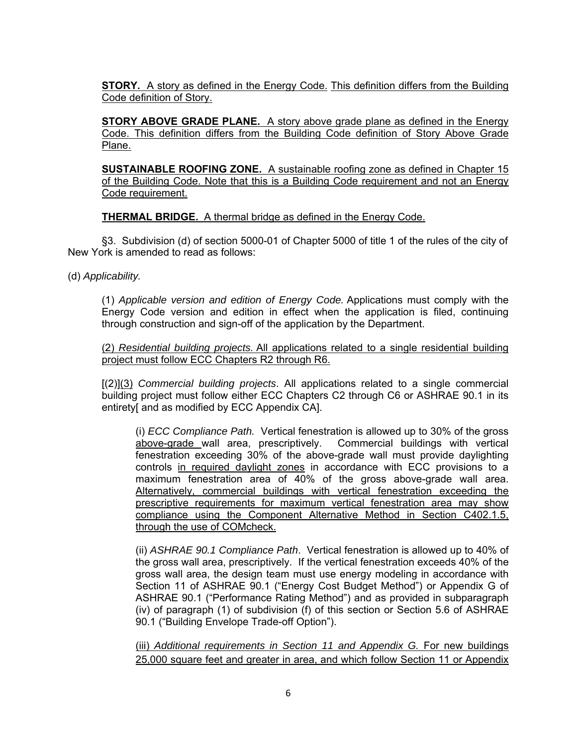**STORY.** A story as defined in the Energy Code. This definition differs from the Building Code definition of Story.

**STORY ABOVE GRADE PLANE.** A story above grade plane as defined in the Energy Code. This definition differs from the Building Code definition of Story Above Grade Plane.

**SUSTAINABLE ROOFING ZONE.** A sustainable roofing zone as defined in Chapter 15 of the Building Code. Note that this is a Building Code requirement and not an Energy Code requirement.

**THERMAL BRIDGE.** A thermal bridge as defined in the Energy Code.

§3. Subdivision (d) of section 5000-01 of Chapter 5000 of title 1 of the rules of the city of New York is amended to read as follows:

(d) *Applicability.*

(1) *Applicable version and edition of Energy Code.* Applications must comply with the Energy Code version and edition in effect when the application is filed, continuing through construction and sign-off of the application by the Department.

(2) *Residential building projects.* All applications related to a single residential building project must follow ECC Chapters R2 through R6.

[(2)](3) *Commercial building projects*. All applications related to a single commercial building project must follow either ECC Chapters C2 through C6 or ASHRAE 90.1 in its entirety[ and as modified by ECC Appendix CA].

(i) *ECC Compliance Path.* Vertical fenestration is allowed up to 30% of the gross above-grade wall area, prescriptively. Commercial buildings with vertical fenestration exceeding 30% of the above-grade wall must provide daylighting controls in required daylight zones in accordance with ECC provisions to a maximum fenestration area of 40% of the gross above-grade wall area. Alternatively, commercial buildings with vertical fenestration exceeding the prescriptive requirements for maximum vertical fenestration area may show compliance using the Component Alternative Method in Section C402.1.5, through the use of COMcheck.

(ii) *ASHRAE 90.1 Compliance Path*. Vertical fenestration is allowed up to 40% of the gross wall area, prescriptively. If the vertical fenestration exceeds 40% of the gross wall area, the design team must use energy modeling in accordance with Section 11 of ASHRAE 90.1 ("Energy Cost Budget Method") or Appendix G of ASHRAE 90.1 ("Performance Rating Method") and as provided in subparagraph (iv) of paragraph (1) of subdivision (f) of this section or Section 5.6 of ASHRAE 90.1 ("Building Envelope Trade-off Option").

(iii) *Additional requirements in Section 11 and Appendix G.* For new buildings 25,000 square feet and greater in area, and which follow Section 11 or Appendix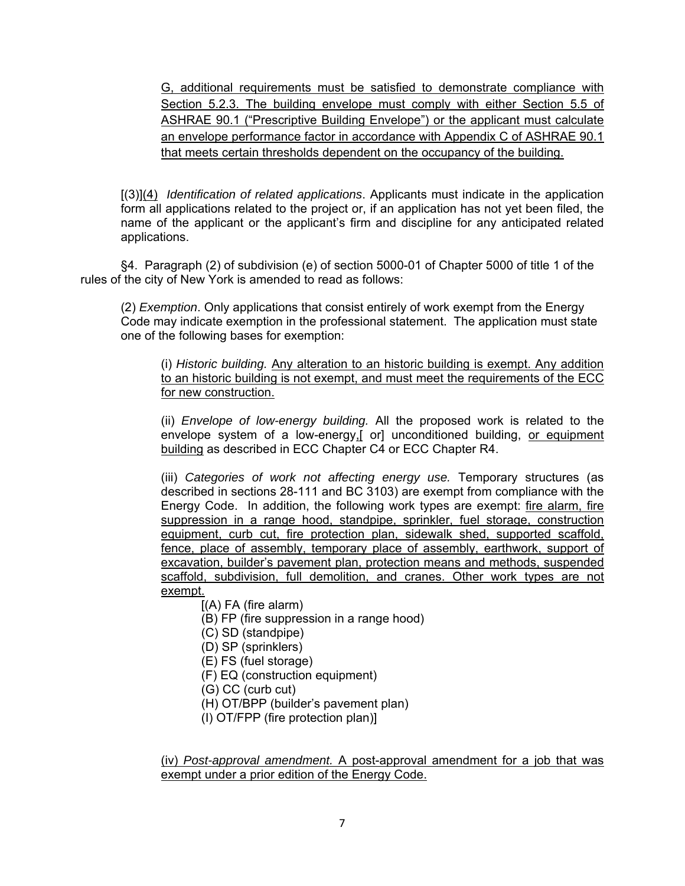G, additional requirements must be satisfied to demonstrate compliance with Section 5.2.3. The building envelope must comply with either Section 5.5 of ASHRAE 90.1 ("Prescriptive Building Envelope") or the applicant must calculate an envelope performance factor in accordance with Appendix C of ASHRAE 90.1 that meets certain thresholds dependent on the occupancy of the building.

[(3)](4) *Identification of related applications*. Applicants must indicate in the application form all applications related to the project or, if an application has not yet been filed, the name of the applicant or the applicant's firm and discipline for any anticipated related applications.

§4. Paragraph (2) of subdivision (e) of section 5000-01 of Chapter 5000 of title 1 of the rules of the city of New York is amended to read as follows:

(2) *Exemption*. Only applications that consist entirely of work exempt from the Energy Code may indicate exemption in the professional statement. The application must state one of the following bases for exemption:

(i) *Historic building.* Any alteration to an historic building is exempt. Any addition to an historic building is not exempt, and must meet the requirements of the ECC for new construction.

(ii) *Envelope of low-energy building.* All the proposed work is related to the envelope system of a low-energy,[ or] unconditioned building, or equipment building as described in ECC Chapter C4 or ECC Chapter R4.

(iii) *Categories of work not affecting energy use.* Temporary structures (as described in sections 28-111 and BC 3103) are exempt from compliance with the Energy Code. In addition, the following work types are exempt: fire alarm, fire suppression in a range hood, standpipe, sprinkler, fuel storage, construction equipment, curb cut, fire protection plan, sidewalk shed, supported scaffold, fence, place of assembly, temporary place of assembly, earthwork, support of excavation, builder's pavement plan, protection means and methods, suspended scaffold, subdivision, full demolition, and cranes. Other work types are not exempt.

[(A) FA (fire alarm)
(B) FP (fire suppression in a range hood)
(C) SD (standpipe)
(D) SP (sprinklers)
(E) FS (fuel storage)
(F) EQ (construction equipment)
(G) CC (curb cut)
(H) OT/BPP (builder's pavement plan)
(I) OT/FPP (fire protection plan)]

(iv) *Post-approval amendment.* A post-approval amendment for a job that was exempt under a prior edition of the Energy Code.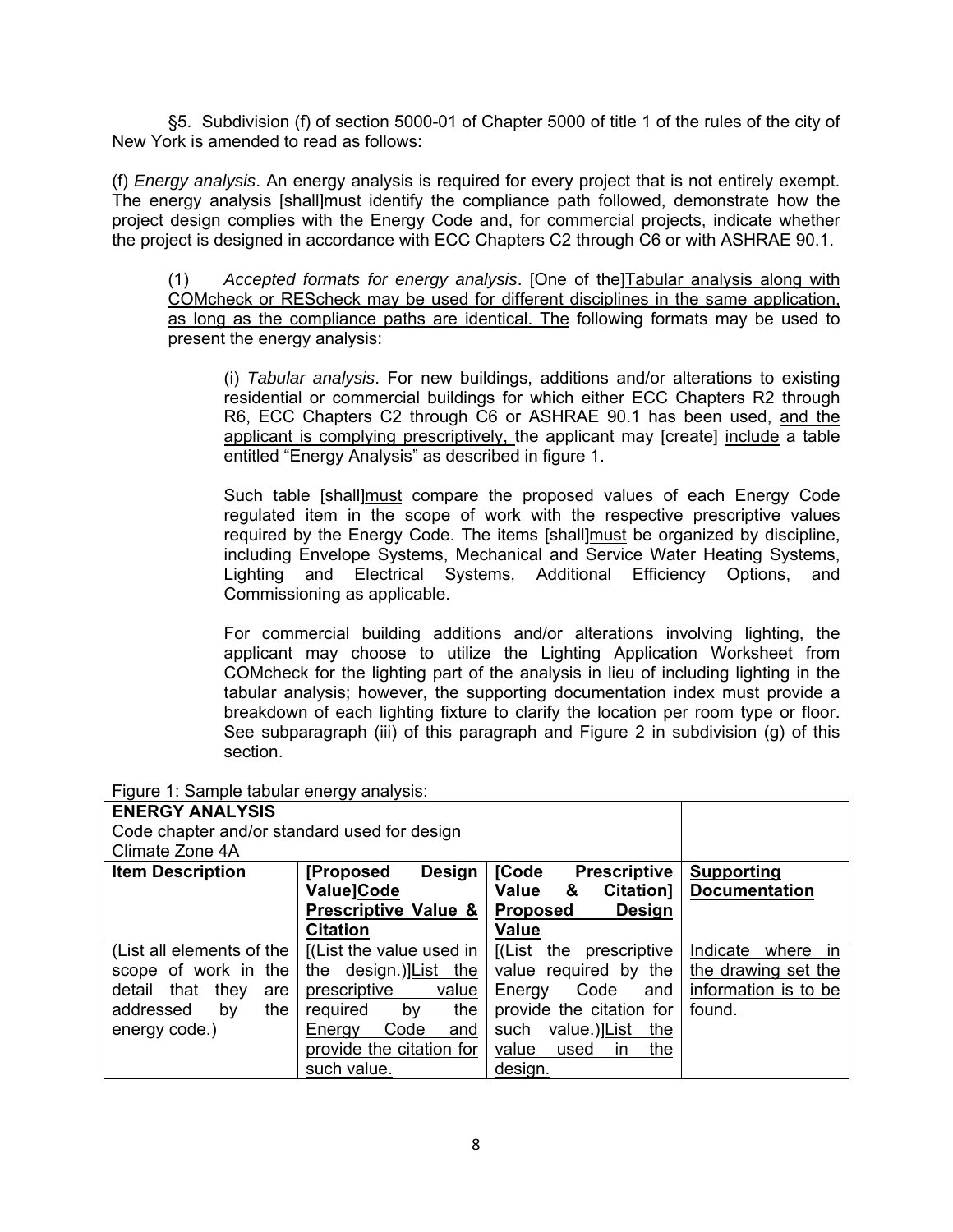§5. Subdivision (f) of section 5000-01 of Chapter 5000 of title 1 of the rules of the city of New York is amended to read as follows:

(f) *Energy analysis*. An energy analysis is required for every project that is not entirely exempt. The energy analysis [shall]<u>must</u> identify the compliance path followed, demonstrate how the project design complies with the Energy Code and, for commercial projects, indicate whether the project is designed in accordance with ECC Chapters C2 through C6 or with ASHRAE 90.1.

(1) *Accepted formats for energy analysis*. [One of the]<u>Tabular analysis along with COMcheck or REScheck may be used for different disciplines in the same application, as long as the compliance paths are identical. The</u> following formats may be used to present the energy analysis:

(i) *Tabular analysis*. For new buildings, additions and/or alterations to existing residential or commercial buildings for which either ECC Chapters R2 through R6, ECC Chapters C2 through C6 or ASHRAE 90.1 has been used, <u>and the applicant is complying prescriptively,</u> the applicant may [create] <u>include</u> a table entitled "Energy Analysis" as described in figure 1.

Such table [shall]<u>must</u> compare the proposed values of each Energy Code regulated item in the scope of work with the respective prescriptive values required by the Energy Code. The items [shall]<u>must</u> be organized by discipline, including Envelope Systems, Mechanical and Service Water Heating Systems, Lighting and Electrical Systems, Additional Efficiency Options, and Commissioning as applicable.

For commercial building additions and/or alterations involving lighting, the applicant may choose to utilize the Lighting Application Worksheet from COMcheck for the lighting part of the analysis in lieu of including lighting in the tabular analysis; however, the supporting documentation index must provide a breakdown of each lighting fixture to clarify the location per room type or floor. See subparagraph (iii) of this paragraph and Figure 2 in subdivision (g) of this section.

Figure 1: Sample tabular energy analysis:

| **ENERGY ANALYSIS**<br>Code chapter and/or standard used for design<br>Climate Zone 4A | | | |
|---|---|---|---|
| **Item Description** | **[Proposed Design Value]<u>Code Prescriptive Value & Citation</u>** | **[Code Prescriptive Value & Citation] <u>Proposed Design Value</u>** | **<u>Supporting Documentation</u>** |
| (List all elements of the scope of work in the detail that they are addressed by the energy code.) | [(List the value used in the design.)]<u>List the prescriptive value required by the Energy Code and provide the citation for such value.</u> | [(List the prescriptive value required by the Energy Code and provide the citation for such value.)]<u>List the value used in the design.</u> | <u>Indicate where in the drawing set the information is to be found.</u> |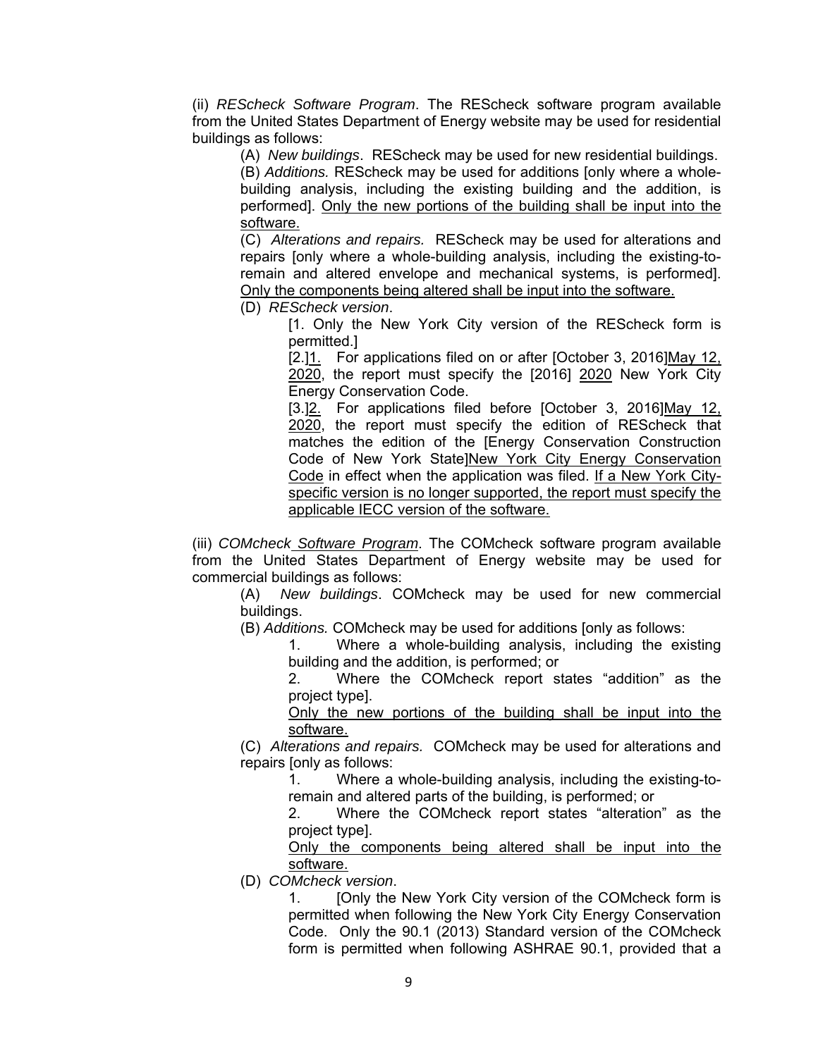(ii) *REScheck Software Program*. The REScheck software program available from the United States Department of Energy website may be used for residential buildings as follows:

(A) *New buildings*. REScheck may be used for new residential buildings.

(B) *Additions.* REScheck may be used for additions [only where a whole-building analysis, including the existing building and the addition, is performed]. <u>Only the new portions of the building shall be input into the software.</u>

(C) *Alterations and repairs.* REScheck may be used for alterations and repairs [only where a whole-building analysis, including the existing-to-remain and altered envelope and mechanical systems, is performed]. <u>Only the components being altered shall be input into the software.</u>

(D) *REScheck version*.

[1. Only the New York City version of the REScheck form is permitted.]

[2.]<u>1.</u> For applications filed on or after [October 3, 2016]<u>May 12, 2020</u>, the report must specify the [2016] <u>2020</u> New York City Energy Conservation Code.

[3.]<u>2.</u> For applications filed before [October 3, 2016]<u>May 12, 2020</u>, the report must specify the edition of REScheck that matches the edition of the [Energy Conservation Construction Code of New York State]<u>New York City Energy Conservation Code</u> in effect when the application was filed. <u>If a New York City-specific version is no longer supported, the report must specify the applicable IECC version of the software.</u>

(iii) *COMcheck <u>Software Program</u>*. The COMcheck software program available from the United States Department of Energy website may be used for commercial buildings as follows:

(A) *New buildings*. COMcheck may be used for new commercial buildings.

(B) *Additions.* COMcheck may be used for additions [only as follows:

1. Where a whole-building analysis, including the existing building and the addition, is performed; or

2. Where the COMcheck report states “addition” as the project type].

<u>Only the new portions of the building shall be input into the software.</u>

(C) *Alterations and repairs.* COMcheck may be used for alterations and repairs [only as follows:

1. Where a whole-building analysis, including the existing-to-remain and altered parts of the building, is performed; or

2. Where the COMcheck report states “alteration” as the project type].

<u>Only the components being altered shall be input into the software.</u>

(D) *COMcheck version*.

1. [Only the New York City version of the COMcheck form is permitted when following the New York City Energy Conservation Code. Only the 90.1 (2013) Standard version of the COMcheck form is permitted when following ASHRAE 90.1, provided that a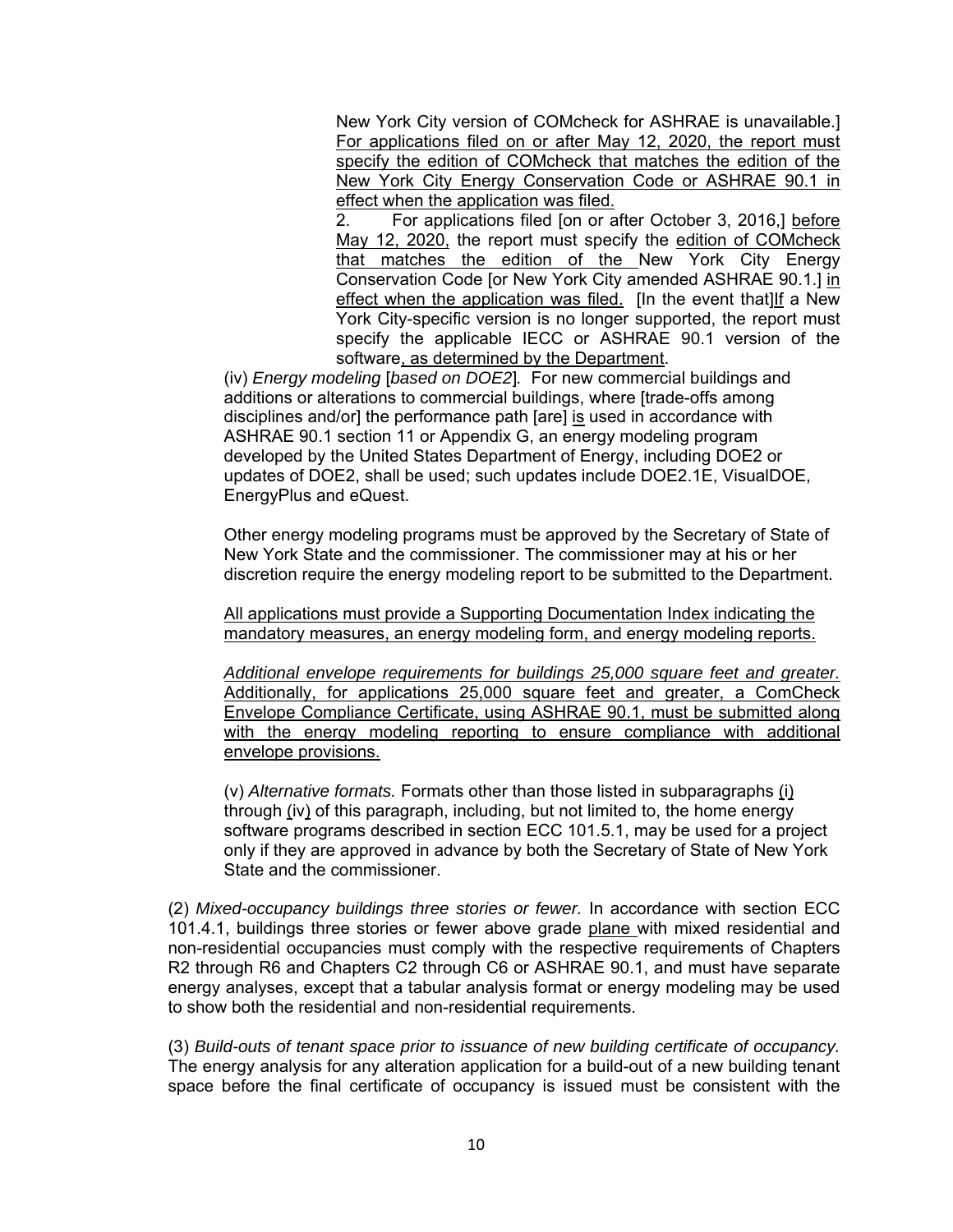New York City version of COMcheck for ASHRAE is unavailable.] For applications filed on or after May 12, 2020, the report must specify the edition of COMcheck that matches the edition of the New York City Energy Conservation Code or ASHRAE 90.1 in effect when the application was filed.

2. For applications filed [on or after October 3, 2016,] before May 12, 2020, the report must specify the edition of COMcheck that matches the edition of the New York City Energy Conservation Code [or New York City amended ASHRAE 90.1.] in effect when the application was filed. [In the event that]If a New York City-specific version is no longer supported, the report must specify the applicable IECC or ASHRAE 90.1 version of the software, as determined by the Department.

(iv) *Energy modeling* [*based on DOE2*]*.* For new commercial buildings and additions or alterations to commercial buildings, where [trade-offs among disciplines and/or] the performance path [are] is used in accordance with ASHRAE 90.1 section 11 or Appendix G, an energy modeling program developed by the United States Department of Energy, including DOE2 or updates of DOE2, shall be used; such updates include DOE2.1E, VisualDOE, EnergyPlus and eQuest.

Other energy modeling programs must be approved by the Secretary of State of New York State and the commissioner. The commissioner may at his or her discretion require the energy modeling report to be submitted to the Department.

All applications must provide a Supporting Documentation Index indicating the mandatory measures, an energy modeling form, and energy modeling reports.

*Additional envelope requirements for buildings 25,000 square feet and greater.* Additionally, for applications 25,000 square feet and greater, a ComCheck Envelope Compliance Certificate, using ASHRAE 90.1, must be submitted along with the energy modeling reporting to ensure compliance with additional envelope provisions.

(v) *Alternative formats.* Formats other than those listed in subparagraphs (i) through (iv) of this paragraph, including, but not limited to, the home energy software programs described in section ECC 101.5.1, may be used for a project only if they are approved in advance by both the Secretary of State of New York State and the commissioner.

(2) *Mixed-occupancy buildings three stories or fewer.* In accordance with section ECC 101.4.1, buildings three stories or fewer above grade plane with mixed residential and non-residential occupancies must comply with the respective requirements of Chapters R2 through R6 and Chapters C2 through C6 or ASHRAE 90.1, and must have separate energy analyses, except that a tabular analysis format or energy modeling may be used to show both the residential and non-residential requirements.

(3) *Build-outs of tenant space prior to issuance of new building certificate of occupancy.* The energy analysis for any alteration application for a build-out of a new building tenant space before the final certificate of occupancy is issued must be consistent with the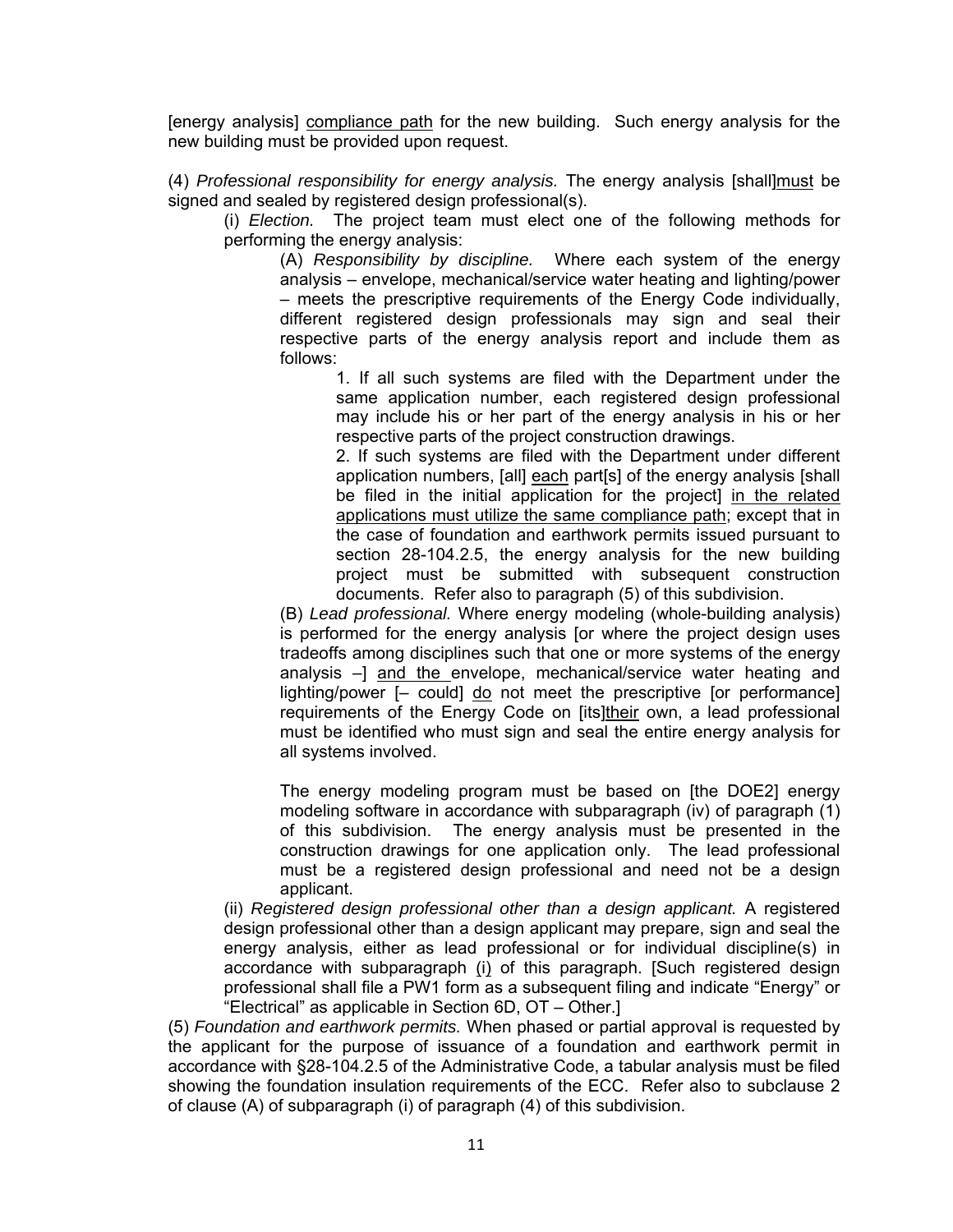[energy analysis] <u>compliance path</u> for the new building. Such energy analysis for the new building must be provided upon request.

(4) *Professional responsibility for energy analysis.* The energy analysis [shall]<u>must</u> be signed and sealed by registered design professional(s).

(i) *Election.* The project team must elect one of the following methods for performing the energy analysis:

(A) *Responsibility by discipline.* Where each system of the energy analysis – envelope, mechanical/service water heating and lighting/power – meets the prescriptive requirements of the Energy Code individually, different registered design professionals may sign and seal their respective parts of the energy analysis report and include them as follows:

1. If all such systems are filed with the Department under the same application number, each registered design professional may include his or her part of the energy analysis in his or her respective parts of the project construction drawings.

2. If such systems are filed with the Department under different application numbers, [all] <u>each</u> part[s] of the energy analysis [shall be filed in the initial application for the project] <u>in the related applications must utilize the same compliance path</u>; except that in the case of foundation and earthwork permits issued pursuant to section 28-104.2.5, the energy analysis for the new building project must be submitted with subsequent construction documents. Refer also to paragraph (5) of this subdivision.

(B) *Lead professional.* Where energy modeling (whole-building analysis) is performed for the energy analysis [or where the project design uses tradeoffs among disciplines such that one or more systems of the energy analysis –] <u>and the</u> envelope, mechanical/service water heating and lighting/power [– could] <u>do</u> not meet the prescriptive [or performance] requirements of the Energy Code on [its]<u>their</u> own, a lead professional must be identified who must sign and seal the entire energy analysis for all systems involved.

The energy modeling program must be based on [the DOE2] energy modeling software in accordance with subparagraph (iv) of paragraph (1) of this subdivision. The energy analysis must be presented in the construction drawings for one application only. The lead professional must be a registered design professional and need not be a design applicant.

(ii) *Registered design professional other than a design applicant.* A registered design professional other than a design applicant may prepare, sign and seal the energy analysis, either as lead professional or for individual discipline(s) in accordance with subparagraph <u>(i)</u> of this paragraph. [Such registered design professional shall file a PW1 form as a subsequent filing and indicate "Energy" or "Electrical" as applicable in Section 6D, OT – Other.]

(5) *Foundation and earthwork permits.* When phased or partial approval is requested by the applicant for the purpose of issuance of a foundation and earthwork permit in accordance with §28-104.2.5 of the Administrative Code, a tabular analysis must be filed showing the foundation insulation requirements of the ECC. Refer also to subclause 2 of clause (A) of subparagraph (i) of paragraph (4) of this subdivision.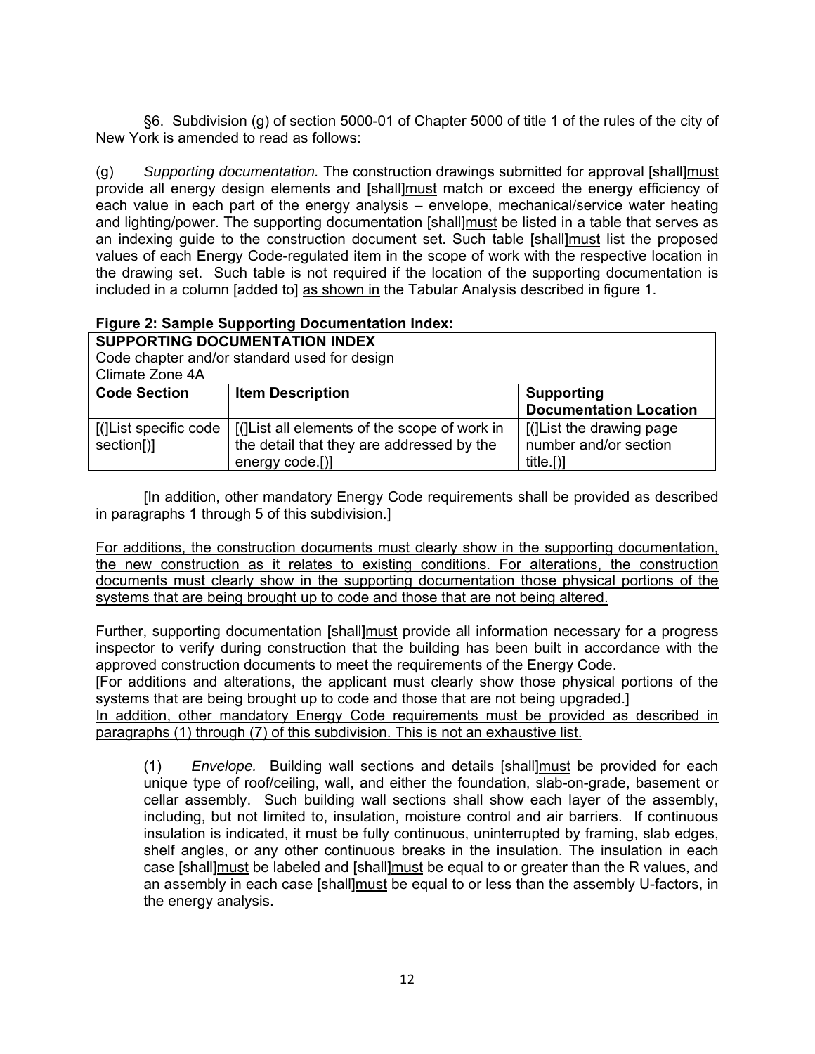§6. Subdivision (g) of section 5000-01 of Chapter 5000 of title 1 of the rules of the city of New York is amended to read as follows:

(g) *Supporting documentation.* The construction drawings submitted for approval [shall]must provide all energy design elements and [shall]must match or exceed the energy efficiency of each value in each part of the energy analysis – envelope, mechanical/service water heating and lighting/power. The supporting documentation [shall]must be listed in a table that serves as an indexing guide to the construction document set. Such table [shall]must list the proposed values of each Energy Code-regulated item in the scope of work with the respective location in the drawing set. Such table is not required if the location of the supporting documentation is included in a column [added to] as shown in the Tabular Analysis described in figure 1.

**Figure 2: Sample Supporting Documentation Index:**

| **SUPPORTING DOCUMENTATION INDEX**<br>Code chapter and/or standard used for design<br>Climate Zone 4A | | |
|---|---|---|
| **Code Section** | **Item Description** | **Supporting Documentation Location** |
| [(]List specific code section[)] | [(]List all elements of the scope of work in the detail that they are addressed by the energy code.[)] | [(]List the drawing page number and/or section title.[)] |

[In addition, other mandatory Energy Code requirements shall be provided as described in paragraphs 1 through 5 of this subdivision.]

For additions, the construction documents must clearly show in the supporting documentation, the new construction as it relates to existing conditions. For alterations, the construction documents must clearly show in the supporting documentation those physical portions of the systems that are being brought up to code and those that are not being altered.

Further, supporting documentation [shall]must provide all information necessary for a progress inspector to verify during construction that the building has been built in accordance with the approved construction documents to meet the requirements of the Energy Code.
[For additions and alterations, the applicant must clearly show those physical portions of the systems that are being brought up to code and those that are not being upgraded.]
In addition, other mandatory Energy Code requirements must be provided as described in paragraphs (1) through (7) of this subdivision. This is not an exhaustive list.

(1) *Envelope.* Building wall sections and details [shall]must be provided for each unique type of roof/ceiling, wall, and either the foundation, slab-on-grade, basement or cellar assembly. Such building wall sections shall show each layer of the assembly, including, but not limited to, insulation, moisture control and air barriers. If continuous insulation is indicated, it must be fully continuous, uninterrupted by framing, slab edges, shelf angles, or any other continuous breaks in the insulation. The insulation in each case [shall]must be labeled and [shall]must be equal to or greater than the R values, and an assembly in each case [shall]must be equal to or less than the assembly U-factors, in the energy analysis.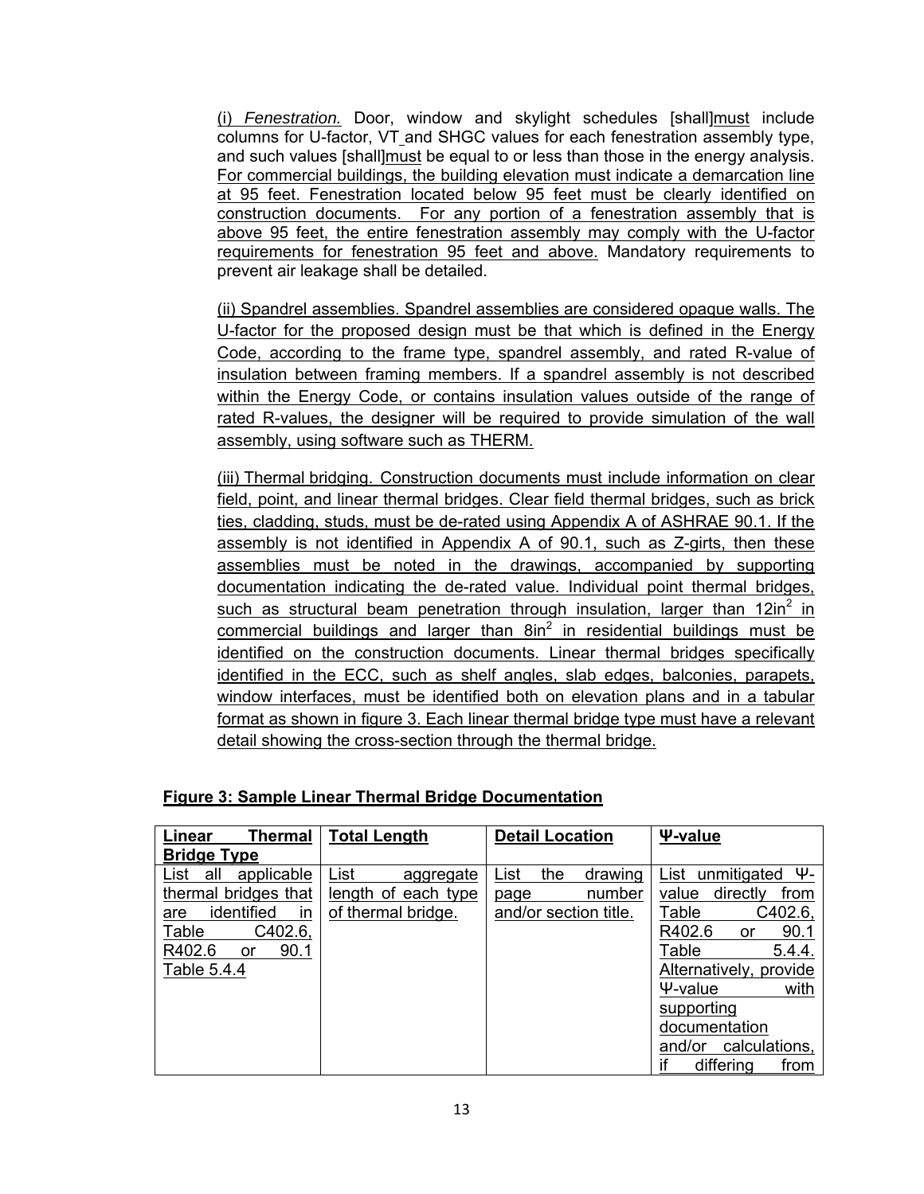(i) *Fenestration.* Door, window and skylight schedules [shall]must include columns for U-factor, VT and SHGC values for each fenestration assembly type, and such values [shall]must be equal to or less than those in the energy analysis. For commercial buildings, the building elevation must indicate a demarcation line at 95 feet. Fenestration located below 95 feet must be clearly identified on construction documents. For any portion of a fenestration assembly that is above 95 feet, the entire fenestration assembly may comply with the U-factor requirements for fenestration 95 feet and above. Mandatory requirements to prevent air leakage shall be detailed.

(ii) Spandrel assemblies. Spandrel assemblies are considered opaque walls. The U-factor for the proposed design must be that which is defined in the Energy Code, according to the frame type, spandrel assembly, and rated R-value of insulation between framing members. If a spandrel assembly is not described within the Energy Code, or contains insulation values outside of the range of rated R-values, the designer will be required to provide simulation of the wall assembly, using software such as THERM.

(iii) Thermal bridging. Construction documents must include information on clear field, point, and linear thermal bridges. Clear field thermal bridges, such as brick ties, cladding, studs, must be de-rated using Appendix A of ASHRAE 90.1. If the assembly is not identified in Appendix A of 90.1, such as Z-girts, then these assemblies must be noted in the drawings, accompanied by supporting documentation indicating the de-rated value. Individual point thermal bridges, such as structural beam penetration through insulation, larger than 12in$^2$ in commercial buildings and larger than 8in$^2$ in residential buildings must be identified on the construction documents. Linear thermal bridges specifically identified in the ECC, such as shelf angles, slab edges, balconies, parapets, window interfaces, must be identified both on elevation plans and in a tabular format as shown in figure 3. Each linear thermal bridge type must have a relevant detail showing the cross-section through the thermal bridge.

**Figure 3: Sample Linear Thermal Bridge Documentation**

| **Linear Thermal Bridge Type** | **Total Length** | **Detail Location** | **Ψ-value** |
|---|---|---|---|
| List all applicable thermal bridges that are identified in Table C402.6, R402.6 or 90.1 Table 5.4.4 | List aggregate length of each type of thermal bridge. | List the drawing page number and/or section title. | List unmitigated Ψ-value directly from Table C402.6, R402.6 or 90.1 Table 5.4.4. Alternatively, provide Ψ-value with supporting documentation and/or calculations, if differing from |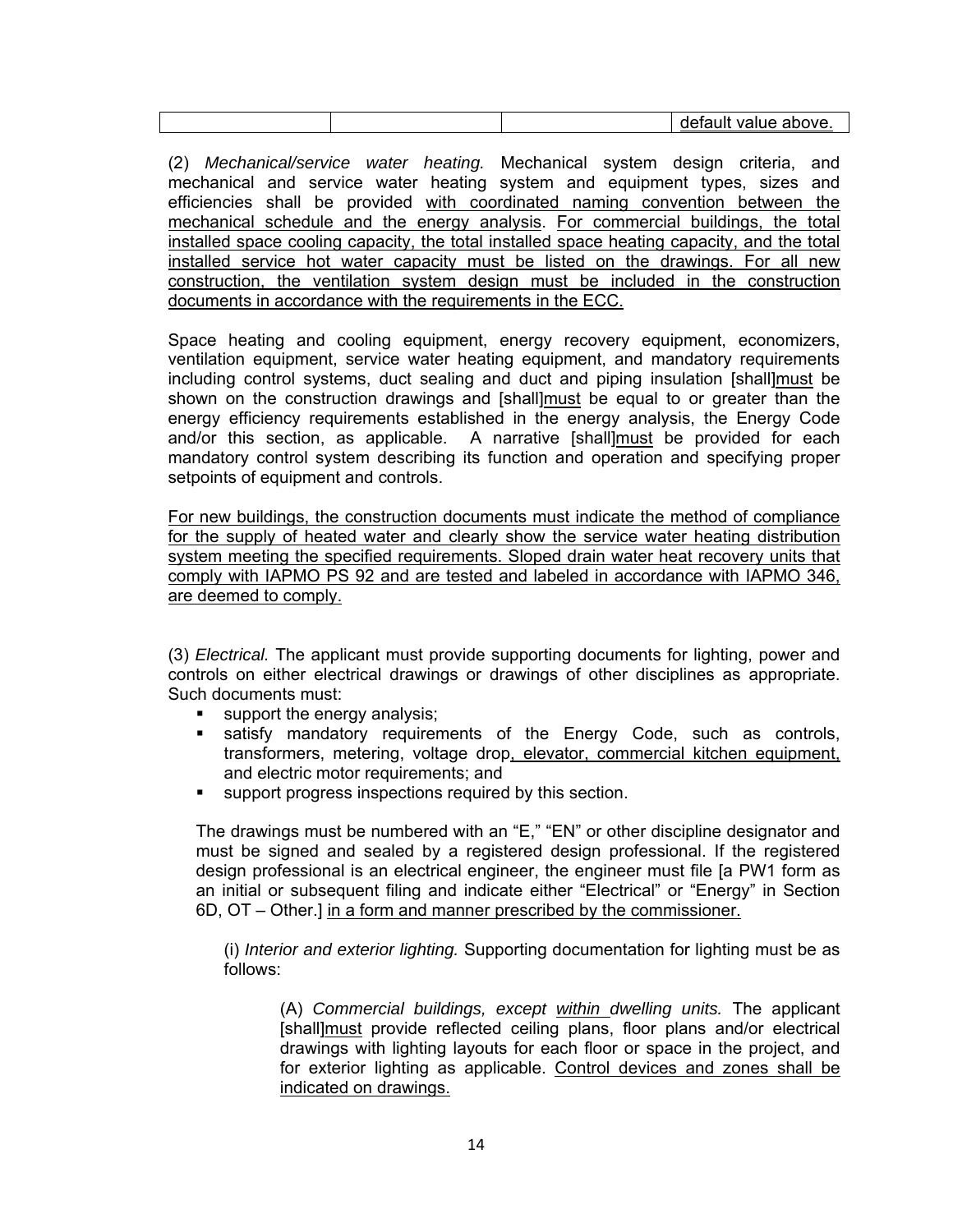|  |  |  | default value above. |
|---|---|---|---|

(2) *Mechanical/service water heating.* Mechanical system design criteria, and mechanical and service water heating system and equipment types, sizes and efficiencies shall be provided <u>with coordinated naming convention between the mechanical schedule and the energy analysis</u>. <u>For commercial buildings, the total installed space cooling capacity, the total installed space heating capacity, and the total installed service hot water capacity must be listed on the drawings. For all new construction, the ventilation system design must be included in the construction documents in accordance with the requirements in the ECC.</u>

Space heating and cooling equipment, energy recovery equipment, economizers, ventilation equipment, service water heating equipment, and mandatory requirements including control systems, duct sealing and duct and piping insulation [shall]<u>must</u> be shown on the construction drawings and [shall]<u>must</u> be equal to or greater than the energy efficiency requirements established in the energy analysis, the Energy Code and/or this section, as applicable. A narrative [shall]<u>must</u> be provided for each mandatory control system describing its function and operation and specifying proper setpoints of equipment and controls.

<u>For new buildings, the construction documents must indicate the method of compliance for the supply of heated water and clearly show the service water heating distribution system meeting the specified requirements. Sloped drain water heat recovery units that comply with IAPMO PS 92 and are tested and labeled in accordance with IAPMO 346, are deemed to comply.</u>

(3) *Electrical.* The applicant must provide supporting documents for lighting, power and controls on either electrical drawings or drawings of other disciplines as appropriate. Such documents must:

- support the energy analysis;
- satisfy mandatory requirements of the Energy Code, such as controls, transformers, metering, voltage drop<u>, elevator, commercial kitchen equipment,</u> and electric motor requirements; and
- support progress inspections required by this section.

The drawings must be numbered with an "E," "EN" or other discipline designator and must be signed and sealed by a registered design professional. If the registered design professional is an electrical engineer, the engineer must file [a PW1 form as an initial or subsequent filing and indicate either "Electrical" or "Energy" in Section 6D, OT – Other.] <u>in a form and manner prescribed by the commissioner.</u>

(i) *Interior and exterior lighting.* Supporting documentation for lighting must be as follows:

(A) *Commercial buildings, except <u>within</u> dwelling units.* The applicant [shall]<u>must</u> provide reflected ceiling plans, floor plans and/or electrical drawings with lighting layouts for each floor or space in the project, and for exterior lighting as applicable. <u>Control devices and zones shall be indicated on drawings.</u>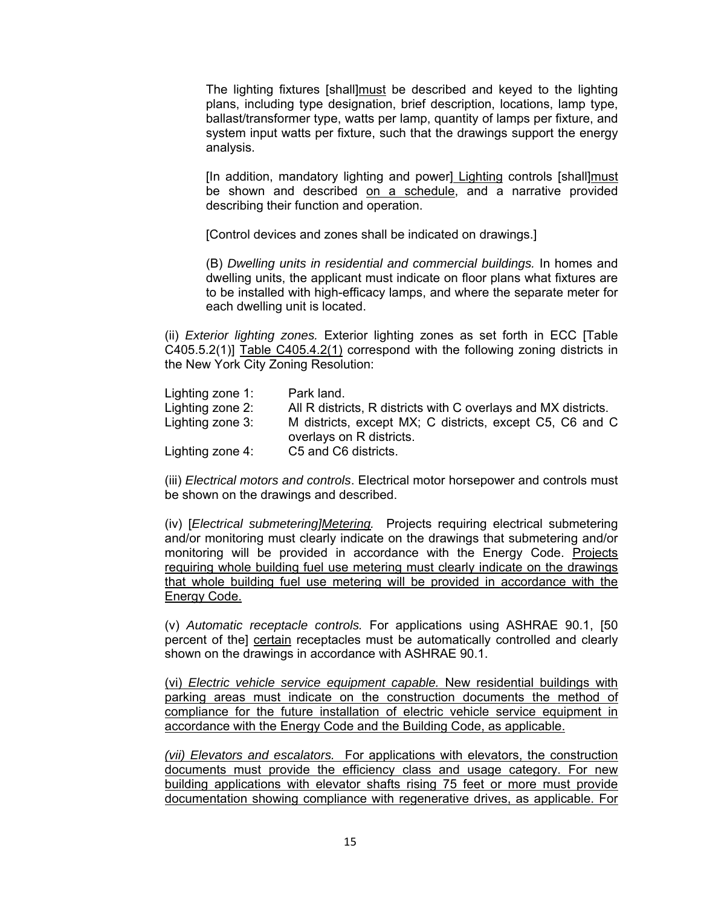The lighting fixtures [shall]must be described and keyed to the lighting plans, including type designation, brief description, locations, lamp type, ballast/transformer type, watts per lamp, quantity of lamps per fixture, and system input watts per fixture, such that the drawings support the energy analysis.

[In addition, mandatory lighting and power] Lighting controls [shall]must be shown and described on a schedule, and a narrative provided describing their function and operation.

[Control devices and zones shall be indicated on drawings.]

(B) *Dwelling units in residential and commercial buildings.* In homes and dwelling units, the applicant must indicate on floor plans what fixtures are to be installed with high-efficacy lamps, and where the separate meter for each dwelling unit is located.

(ii) *Exterior lighting zones.* Exterior lighting zones as set forth in ECC [Table C405.5.2(1)] Table C405.4.2(1) correspond with the following zoning districts in the New York City Zoning Resolution:

| | |
|---|---|
| Lighting zone 1: | Park land. |
| Lighting zone 2: | All R districts, R districts with C overlays and MX districts. |
| Lighting zone 3: | M districts, except MX; C districts, except C5, C6 and C overlays on R districts. |
| Lighting zone 4: | C5 and C6 districts. |

(iii) *Electrical motors and controls*. Electrical motor horsepower and controls must be shown on the drawings and described.

(iv) [*Electrical submetering]Metering.* Projects requiring electrical submetering and/or monitoring must clearly indicate on the drawings that submetering and/or monitoring will be provided in accordance with the Energy Code. Projects requiring whole building fuel use metering must clearly indicate on the drawings that whole building fuel use metering will be provided in accordance with the Energy Code.

(v) *Automatic receptacle controls.* For applications using ASHRAE 90.1, [50 percent of the] certain receptacles must be automatically controlled and clearly shown on the drawings in accordance with ASHRAE 90.1.

(vi) *Electric vehicle service equipment capable.* New residential buildings with parking areas must indicate on the construction documents the method of compliance for the future installation of electric vehicle service equipment in accordance with the Energy Code and the Building Code, as applicable.

*(vii) Elevators and escalators.* For applications with elevators, the construction documents must provide the efficiency class and usage category. For new building applications with elevator shafts rising 75 feet or more must provide documentation showing compliance with regenerative drives, as applicable. For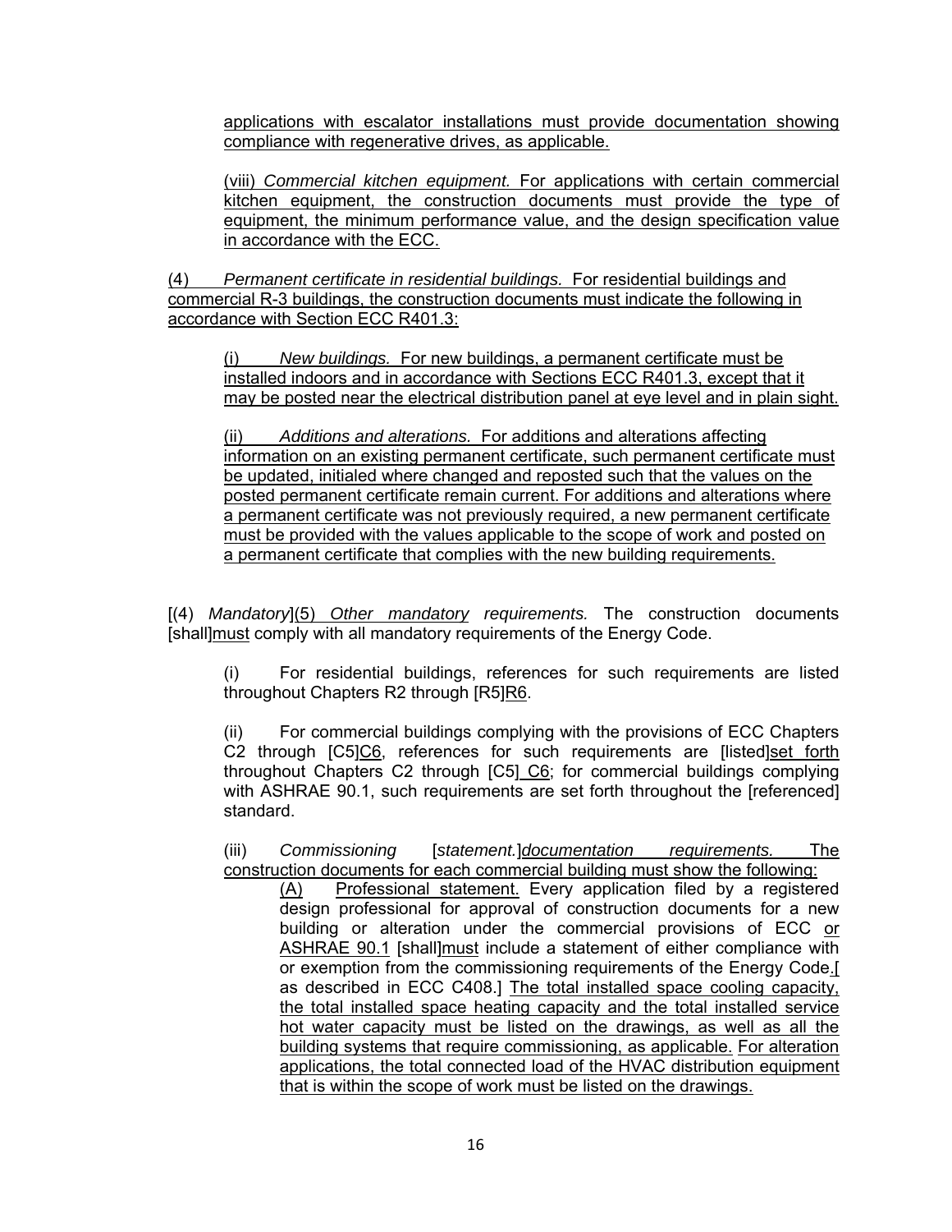applications with escalator installations must provide documentation showing compliance with regenerative drives, as applicable.

(viii) *Commercial kitchen equipment.* For applications with certain commercial kitchen equipment, the construction documents must provide the type of equipment, the minimum performance value, and the design specification value in accordance with the ECC.

(4) *Permanent certificate in residential buildings.* For residential buildings and commercial R-3 buildings, the construction documents must indicate the following in accordance with Section ECC R401.3:

(i) *New buildings.* For new buildings, a permanent certificate must be installed indoors and in accordance with Sections ECC R401.3, except that it may be posted near the electrical distribution panel at eye level and in plain sight.

(ii) *Additions and alterations.* For additions and alterations affecting information on an existing permanent certificate, such permanent certificate must be updated, initialed where changed and reposted such that the values on the posted permanent certificate remain current. For additions and alterations where a permanent certificate was not previously required, a new permanent certificate must be provided with the values applicable to the scope of work and posted on a permanent certificate that complies with the new building requirements.

[(4) *Mandatory*](5) *Other mandatory requirements.* The construction documents [shall]must comply with all mandatory requirements of the Energy Code.

(i) For residential buildings, references for such requirements are listed throughout Chapters R2 through [R5]R6.

(ii) For commercial buildings complying with the provisions of ECC Chapters C2 through [C5]C6, references for such requirements are [listed]set forth throughout Chapters C2 through [C5] C6; for commercial buildings complying with ASHRAE 90.1, such requirements are set forth throughout the [referenced] standard.

(iii) *Commissioning* [*statement.*]*documentation requirements.* The construction documents for each commercial building must show the following:

(A) Professional statement. Every application filed by a registered design professional for approval of construction documents for a new building or alteration under the commercial provisions of ECC or ASHRAE 90.1 [shall]must include a statement of either compliance with or exemption from the commissioning requirements of the Energy Code.[ as described in ECC C408.] The total installed space cooling capacity, the total installed space heating capacity and the total installed service hot water capacity must be listed on the drawings, as well as all the building systems that require commissioning, as applicable. For alteration applications, the total connected load of the HVAC distribution equipment that is within the scope of work must be listed on the drawings.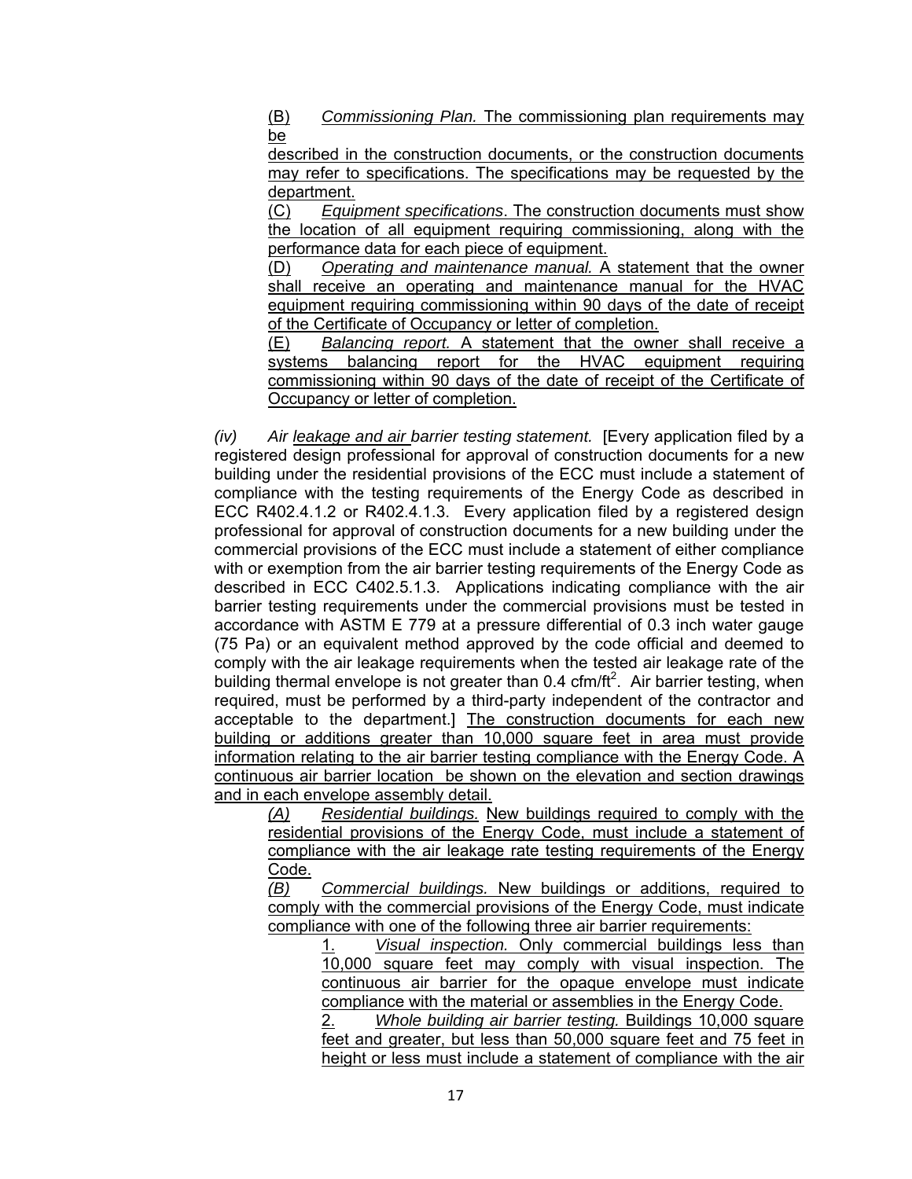(B) *Commissioning Plan.* The commissioning plan requirements may be
described in the construction documents, or the construction documents may refer to specifications. The specifications may be requested by the department.

(C) *Equipment specifications*. The construction documents must show the location of all equipment requiring commissioning, along with the performance data for each piece of equipment.

(D) *Operating and maintenance manual.* A statement that the owner shall receive an operating and maintenance manual for the HVAC equipment requiring commissioning within 90 days of the date of receipt of the Certificate of Occupancy or letter of completion.

(E) *Balancing report.* A statement that the owner shall receive a systems balancing report for the HVAC equipment requiring commissioning within 90 days of the date of receipt of the Certificate of Occupancy or letter of completion.

*(iv) Air leakage and air barrier testing statement.* [Every application filed by a registered design professional for approval of construction documents for a new building under the residential provisions of the ECC must include a statement of compliance with the testing requirements of the Energy Code as described in ECC R402.4.1.2 or R402.4.1.3. Every application filed by a registered design professional for approval of construction documents for a new building under the commercial provisions of the ECC must include a statement of either compliance with or exemption from the air barrier testing requirements of the Energy Code as described in ECC C402.5.1.3. Applications indicating compliance with the air barrier testing requirements under the commercial provisions must be tested in accordance with ASTM E 779 at a pressure differential of 0.3 inch water gauge (75 Pa) or an equivalent method approved by the code official and deemed to comply with the air leakage requirements when the tested air leakage rate of the building thermal envelope is not greater than 0.4 cfm/ft$^2$. Air barrier testing, when required, must be performed by a third-party independent of the contractor and acceptable to the department.] The construction documents for each new building or additions greater than 10,000 square feet in area must provide information relating to the air barrier testing compliance with the Energy Code. A continuous air barrier location be shown on the elevation and section drawings and in each envelope assembly detail.

*(A) Residential buildings.* New buildings required to comply with the residential provisions of the Energy Code, must include a statement of compliance with the air leakage rate testing requirements of the Energy Code.

*(B) Commercial buildings.* New buildings or additions, required to comply with the commercial provisions of the Energy Code, must indicate compliance with one of the following three air barrier requirements:

1. *Visual inspection.* Only commercial buildings less than 10,000 square feet may comply with visual inspection. The continuous air barrier for the opaque envelope must indicate compliance with the material or assemblies in the Energy Code.

2. *Whole building air barrier testing.* Buildings 10,000 square feet and greater, but less than 50,000 square feet and 75 feet in height or less must include a statement of compliance with the air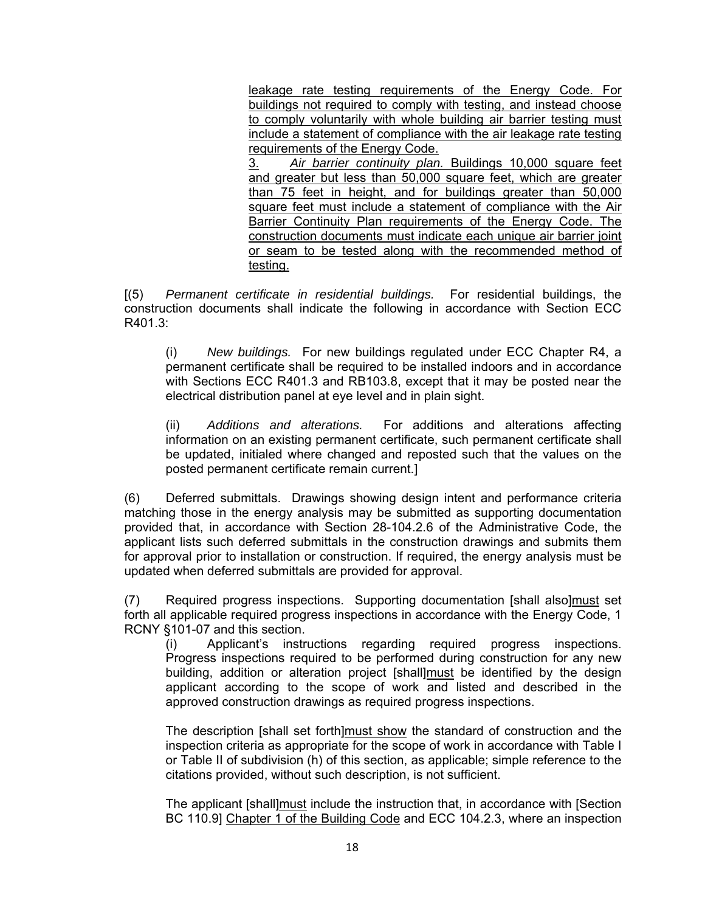leakage rate testing requirements of the Energy Code. For buildings not required to comply with testing, and instead choose to comply voluntarily with whole building air barrier testing must include a statement of compliance with the air leakage rate testing requirements of the Energy Code.

3. *Air barrier continuity plan.* Buildings 10,000 square feet and greater but less than 50,000 square feet, which are greater than 75 feet in height, and for buildings greater than 50,000 square feet must include a statement of compliance with the Air Barrier Continuity Plan requirements of the Energy Code. The construction documents must indicate each unique air barrier joint or seam to be tested along with the recommended method of testing.

[(5) *Permanent certificate in residential buildings.* For residential buildings, the construction documents shall indicate the following in accordance with Section ECC R401.3:

(i) *New buildings.* For new buildings regulated under ECC Chapter R4, a permanent certificate shall be required to be installed indoors and in accordance with Sections ECC R401.3 and RB103.8, except that it may be posted near the electrical distribution panel at eye level and in plain sight.

(ii) *Additions and alterations.* For additions and alterations affecting information on an existing permanent certificate, such permanent certificate shall be updated, initialed where changed and reposted such that the values on the posted permanent certificate remain current.]

(6) Deferred submittals. Drawings showing design intent and performance criteria matching those in the energy analysis may be submitted as supporting documentation provided that, in accordance with Section 28-104.2.6 of the Administrative Code, the applicant lists such deferred submittals in the construction drawings and submits them for approval prior to installation or construction. If required, the energy analysis must be updated when deferred submittals are provided for approval.

(7) Required progress inspections. Supporting documentation [shall also]must set forth all applicable required progress inspections in accordance with the Energy Code, 1 RCNY §101-07 and this section.

(i) Applicant's instructions regarding required progress inspections. Progress inspections required to be performed during construction for any new building, addition or alteration project [shall]must be identified by the design applicant according to the scope of work and listed and described in the approved construction drawings as required progress inspections.

The description [shall set forth]must show the standard of construction and the inspection criteria as appropriate for the scope of work in accordance with Table I or Table II of subdivision (h) of this section, as applicable; simple reference to the citations provided, without such description, is not sufficient.

The applicant [shall]must include the instruction that, in accordance with [Section BC 110.9] Chapter 1 of the Building Code and ECC 104.2.3, where an inspection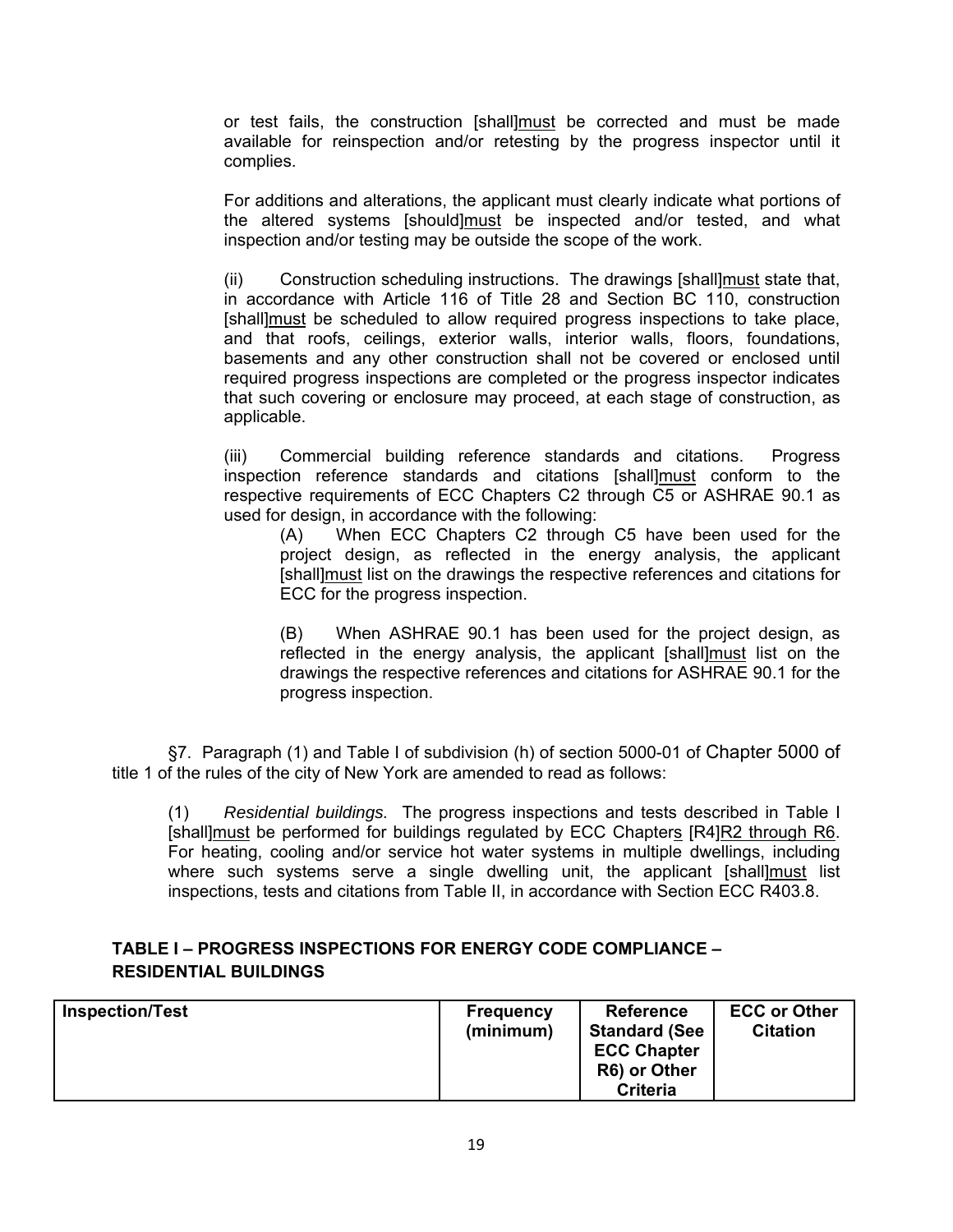or test fails, the construction [shall]must be corrected and must be made available for reinspection and/or retesting by the progress inspector until it complies.

For additions and alterations, the applicant must clearly indicate what portions of the altered systems [should]must be inspected and/or tested, and what inspection and/or testing may be outside the scope of the work.

(ii) Construction scheduling instructions. The drawings [shall]must state that, in accordance with Article 116 of Title 28 and Section BC 110, construction [shall]must be scheduled to allow required progress inspections to take place, and that roofs, ceilings, exterior walls, interior walls, floors, foundations, basements and any other construction shall not be covered or enclosed until required progress inspections are completed or the progress inspector indicates that such covering or enclosure may proceed, at each stage of construction, as applicable.

(iii) Commercial building reference standards and citations. Progress inspection reference standards and citations [shall]must conform to the respective requirements of ECC Chapters C2 through C5 or ASHRAE 90.1 as used for design, in accordance with the following:

(A) When ECC Chapters C2 through C5 have been used for the project design, as reflected in the energy analysis, the applicant [shall]must list on the drawings the respective references and citations for ECC for the progress inspection.

(B) When ASHRAE 90.1 has been used for the project design, as reflected in the energy analysis, the applicant [shall]must list on the drawings the respective references and citations for ASHRAE 90.1 for the progress inspection.

§7. Paragraph (1) and Table I of subdivision (h) of section 5000-01 of Chapter 5000 of title 1 of the rules of the city of New York are amended to read as follows:

(1) *Residential buildings.* The progress inspections and tests described in Table I [shall]must be performed for buildings regulated by ECC Chapters [R4]R2 through R6. For heating, cooling and/or service hot water systems in multiple dwellings, including where such systems serve a single dwelling unit, the applicant [shall]must list inspections, tests and citations from Table II, in accordance with Section ECC R403.8.

**TABLE I – PROGRESS INSPECTIONS FOR ENERGY CODE COMPLIANCE – RESIDENTIAL BUILDINGS**

| Inspection/Test | Frequency (minimum) | Reference Standard (See ECC Chapter R6) or Other Criteria | ECC or Other Citation |
|---|---|---|---|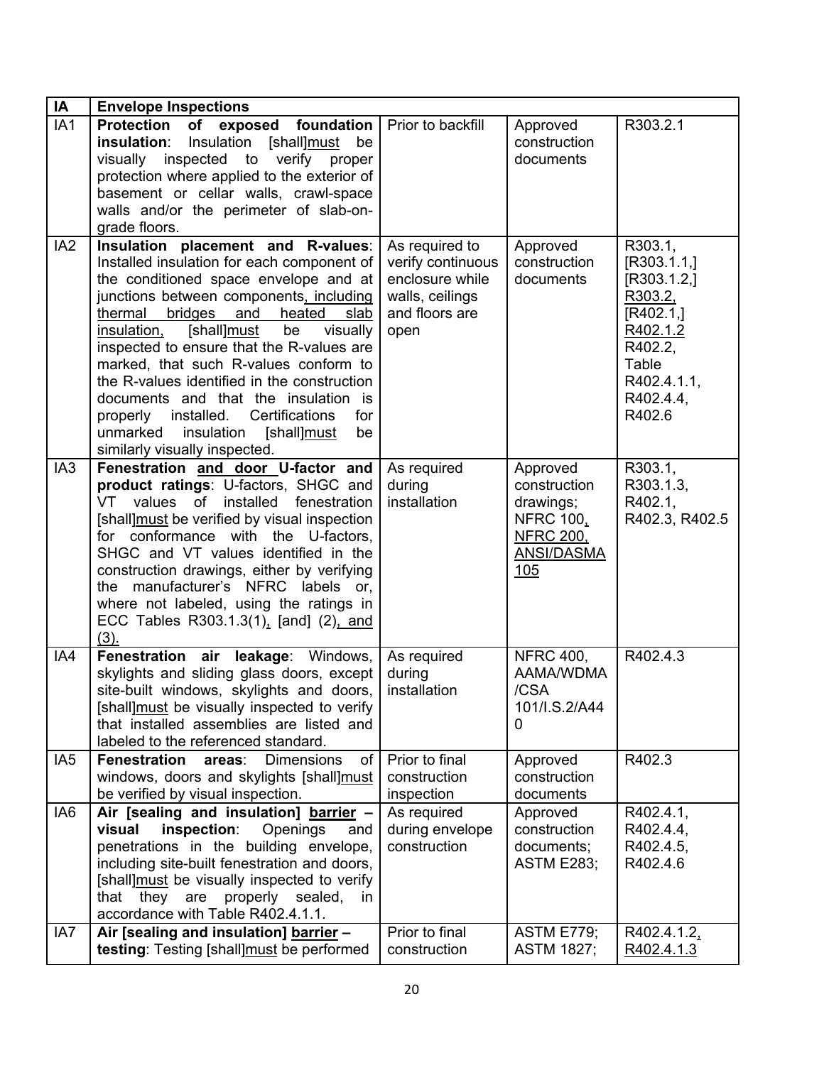| IA | Envelope Inspections | | | |
|---|---|---|---|---|
| IA1 | **Protection of exposed foundation insulation**: Insulation [shall]must be visually inspected to verify proper protection where applied to the exterior of basement or cellar walls, crawl-space walls and/or the perimeter of slab-on-grade floors. | Prior to backfill | Approved construction documents | R303.2.1 |
| IA2 | **Insulation placement and R-values**: Installed insulation for each component of the conditioned space envelope and at junctions between components, including thermal bridges and heated slab insulation, [shall]must be visually inspected to ensure that the R-values are marked, that such R-values conform to the R-values identified in the construction documents and that the insulation is properly installed. Certifications for unmarked insulation [shall]must be similarly visually inspected. | As required to verify continuous enclosure while walls, ceilings and floors are open | Approved construction documents | R303.1, [R303.1.1,] [R303.1.2,] R303.2, [R402.1,] R402.1.2 R402.2, Table R402.4.1.1, R402.4.4, R402.6 |
| IA3 | **Fenestration and door U-factor and product ratings**: U-factors, SHGC and VT values of installed fenestration [shall]must be verified by visual inspection for conformance with the U-factors, SHGC and VT values identified in the construction drawings, either by verifying the manufacturer's NFRC labels or, where not labeled, using the ratings in ECC Tables R303.1.3(1), [and] (2), and (3). | As required during installation | Approved construction drawings; NFRC 100, NFRC 200, ANSI/DASMA 105 | R303.1, R303.1.3, R402.1, R402.3, R402.5 |
| IA4 | **Fenestration air leakage**: Windows, skylights and sliding glass doors, except site-built windows, skylights and doors, [shall]must be visually inspected to verify that installed assemblies are listed and labeled to the referenced standard. | As required during installation | NFRC 400, AAMA/WDMA/CSA 101/I.S.2/A440 | R402.4.3 |
| IA5 | **Fenestration areas**: Dimensions of windows, doors and skylights [shall]must be verified by visual inspection. | Prior to final construction inspection | Approved construction documents | R402.3 |
| IA6 | **Air [sealing and insulation] barrier – visual inspection**: Openings and penetrations in the building envelope, including site-built fenestration and doors, [shall]must be visually inspected to verify that they are properly sealed, in accordance with Table R402.4.1.1. | As required during envelope construction | Approved construction documents; ASTM E283; | R402.4.1, R402.4.4, R402.4.5, R402.4.6 |
| IA7 | **Air [sealing and insulation] barrier – testing**: Testing [shall]must be performed | Prior to final construction | ASTM E779; ASTM 1827; | R402.4.1.2, R402.4.1.3 |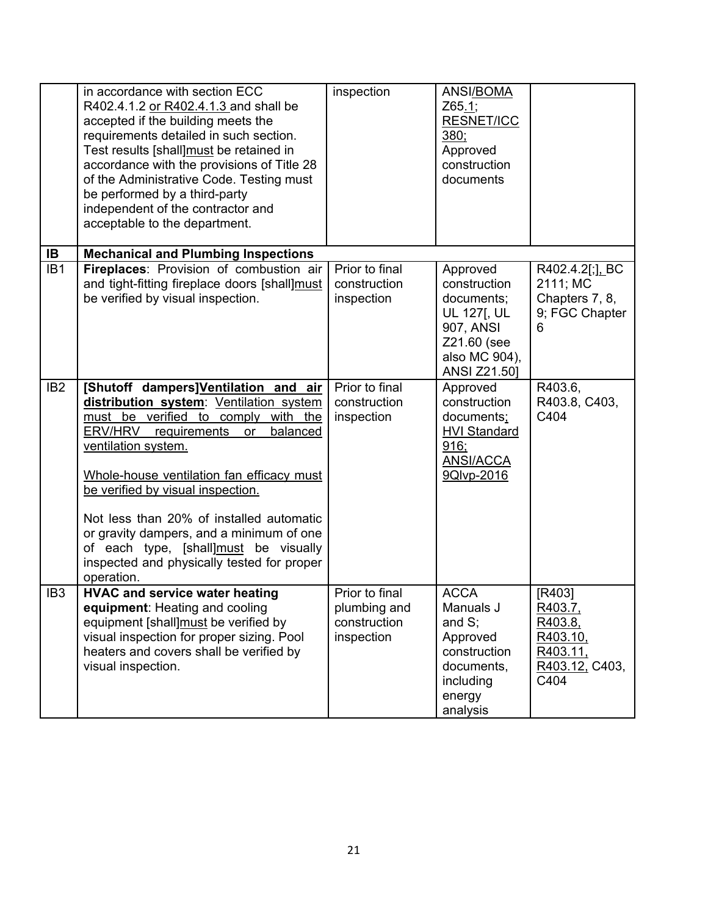| | | | | |
|---|---|---|---|---|
| | in accordance with section ECC R402.4.1.2 <u>or R402.4.1.3</u> and shall be accepted if the building meets the requirements detailed in such section. Test results [shall]<u>must</u> be retained in accordance with the provisions of Title 28 of the Administrative Code. Testing must be performed by a third-party independent of the contractor and acceptable to the department. | inspection | ANSI/<u>BOMA</u> Z65<u>.1</u>; <u>RESNET/ICC 380;</u> Approved construction documents | |
| **IB** | **Mechanical and Plumbing Inspections** | | | |
| IB1 | **Fireplaces**: Provision of combustion air and tight-fitting fireplace doors [shall]<u>must</u> be verified by visual inspection. | Prior to final construction inspection | Approved construction documents; UL 127[, UL 907, ANSI Z21.60 (see also MC 904), ANSI Z21.50] | R402.4.2[;]<u>, </u>BC 2111; MC Chapters 7, 8, 9; FGC Chapter 6 |
| IB2 | **[Shutoff dampers]<u>Ventilation and air distribution system</u>**: <u>Ventilation system must be verified to comply with the ERV/HRV requirements or balanced ventilation system.</u><br><br><u>Whole-house ventilation fan efficacy must be verified by visual inspection.</u><br><br>Not less than 20% of installed automatic or gravity dampers, and a minimum of one of each type, [shall]<u>must</u> be visually inspected and physically tested for proper operation. | Prior to final construction inspection | Approved construction documents<u>;</u> <u>HVI Standard 916;</u> <u>ANSI/ACCA 9QIvp-2016</u> | R403.6, R403.8, C403, C404 |
| IB3 | **HVAC and service water heating equipment**: Heating and cooling equipment [shall]<u>must</u> be verified by visual inspection for proper sizing. Pool heaters and covers shall be verified by visual inspection. | Prior to final plumbing and construction inspection | ACCA Manuals J and S; Approved construction documents, including energy analysis | [R403] <u>R403.7,</u> <u>R403.8,</u> <u>R403.10,</u> <u>R403.11,</u> <u>R403.12,</u> C403, C404 |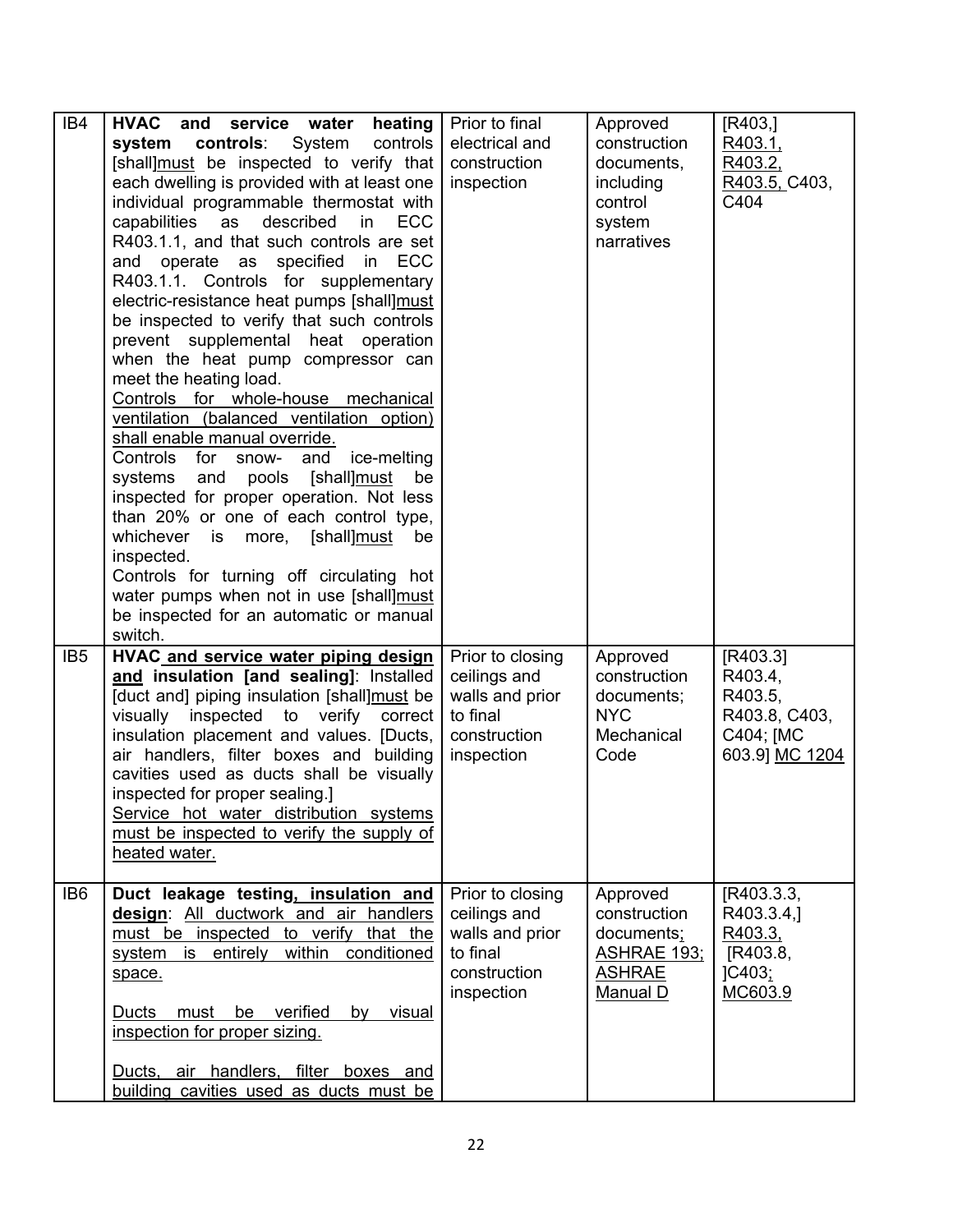| IB4 | **HVAC and service water heating system controls**: System controls [shall]must be inspected to verify that each dwelling is provided with at least one individual programmable thermostat with capabilities as described in ECC R403.1.1, and that such controls are set and operate as specified in ECC R403.1.1. Controls for supplementary electric-resistance heat pumps [shall]must be inspected to verify that such controls prevent supplemental heat operation when the heat pump compressor can meet the heating load.<br>Controls for whole-house mechanical ventilation (balanced ventilation option) shall enable manual override.<br>Controls for snow- and ice-melting systems and pools [shall]must be inspected for proper operation. Not less than 20% or one of each control type, whichever is more, [shall]must be inspected.<br>Controls for turning off circulating hot water pumps when not in use [shall]must be inspected for an automatic or manual switch. | Prior to final electrical and construction inspection | Approved construction documents, including control system narratives | [R403,] R403.1, R403.2, R403.5, C403, C404 |
|---|---|---|---|---|
| IB5 | **HVAC and service water piping design and insulation [and sealing]**: Installed [duct and] piping insulation [shall]must be visually inspected to verify correct insulation placement and values. [Ducts, air handlers, filter boxes and building cavities used as ducts shall be visually inspected for proper sealing.]<br>Service hot water distribution systems must be inspected to verify the supply of heated water. | Prior to closing ceilings and walls and prior to final construction inspection | Approved construction documents; NYC Mechanical Code | [R403.3] R403.4, R403.5, R403.8, C403, C404; [MC 603.9] MC 1204 |
| IB6 | **Duct leakage testing, insulation and design**: All ductwork and air handlers must be inspected to verify that the system is entirely within conditioned space.<br><br>Ducts must be verified by visual inspection for proper sizing.<br><br>Ducts, air handlers, filter boxes and building cavities used as ducts must be | Prior to closing ceilings and walls and prior to final construction inspection | Approved construction documents; ASHRAE 193; ASHRAE Manual D | [R403.3.3, R403.3.4,] R403.3, [R403.8, ]C403; MC603.9 |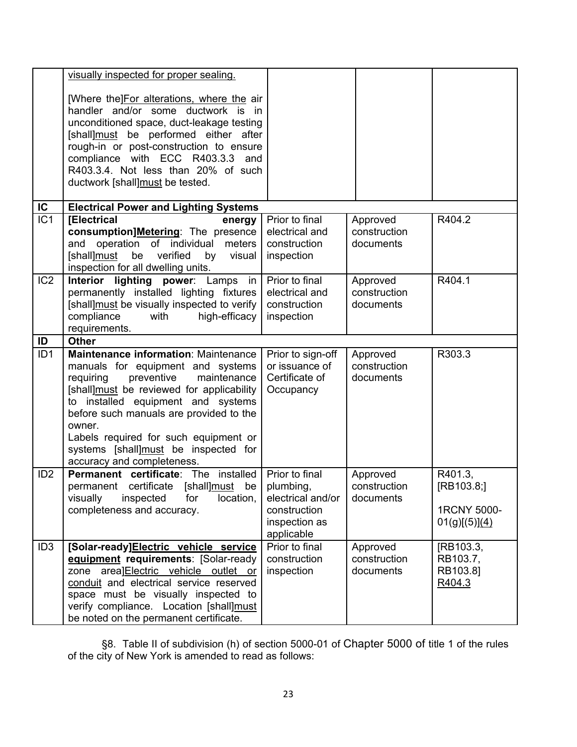| | | | | |
|---|---|---|---|---|
| | visually inspected for proper sealing.<br><br>[Where the]For alterations, where the air handler and/or some ductwork is in unconditioned space, duct-leakage testing [shall]must be performed either after rough-in or post-construction to ensure compliance with ECC R403.3.3 and R403.3.4. Not less than 20% of such ductwork [shall]must be tested. | | | |
| **IC** | **Electrical Power and Lighting Systems** | | | |
| IC1 | **[Electrical energy consumption]Metering**: The presence and operation of individual meters [shall]must be verified by visual inspection for all dwelling units. | Prior to final electrical and construction inspection | Approved construction documents | R404.2 |
| IC2 | **Interior lighting power**: Lamps in permanently installed lighting fixtures [shall]must be visually inspected to verify compliance with high-efficacy requirements. | Prior to final electrical and construction inspection | Approved construction documents | R404.1 |
| **ID** | **Other** | | | |
| ID1 | **Maintenance information**: Maintenance manuals for equipment and systems requiring preventive maintenance [shall]must be reviewed for applicability to installed equipment and systems before such manuals are provided to the owner.<br>Labels required for such equipment or systems [shall]must be inspected for accuracy and completeness. | Prior to sign-off or issuance of Certificate of Occupancy | Approved construction documents | R303.3 |
| ID2 | **Permanent certificate**: The installed permanent certificate [shall]must be visually inspected for location, completeness and accuracy. | Prior to final plumbing, electrical and/or construction inspection as applicable | Approved construction documents | R401.3, [RB103.8;]<br><br>1RCNY 5000-01(g)[(5)](4) |
| ID3 | **[Solar-ready]Electric vehicle service equipment requirements**: [Solar-ready zone area]Electric vehicle outlet or conduit and electrical service reserved space must be visually inspected to verify compliance. Location [shall]must be noted on the permanent certificate. | Prior to final construction inspection | Approved construction documents | [RB103.3, RB103.7, RB103.8] R404.3 |

§8. Table II of subdivision (h) of section 5000-01 of Chapter 5000 of title 1 of the rules of the city of New York is amended to read as follows: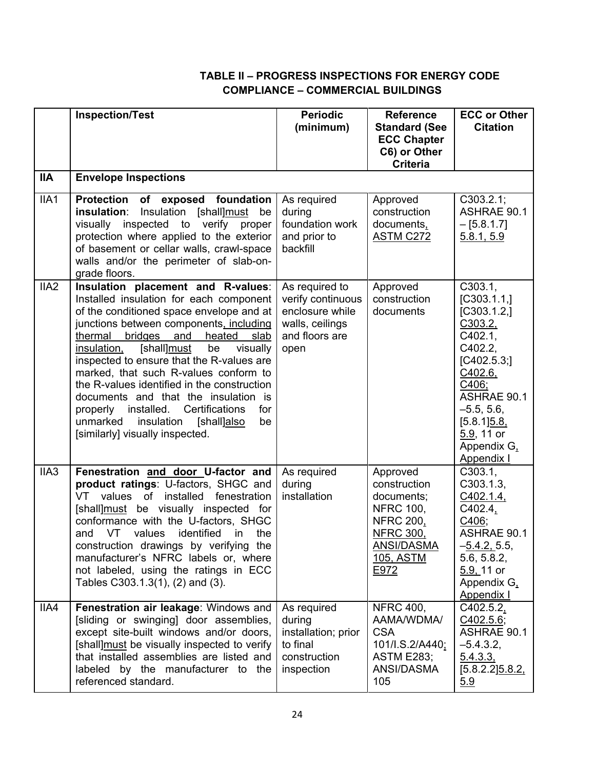## TABLE II – PROGRESS INSPECTIONS FOR ENERGY CODE COMPLIANCE – COMMERCIAL BUILDINGS

| | Inspection/Test | Periodic (minimum) | Reference Standard (See ECC Chapter C6) or Other Criteria | ECC or Other Citation |
|---|---|---|---|---|
| **IIA** | **Envelope Inspections** | | | |
| IIA1 | **Protection of exposed foundation insulation**: Insulation [shall]must be visually inspected to verify proper protection where applied to the exterior of basement or cellar walls, crawl-space walls and/or the perimeter of slab-on-grade floors. | As required during foundation work and prior to backfill | Approved construction documents, ASTM C272 | C303.2.1; ASHRAE 90.1 – [5.8.1.7] 5.8.1, 5.9 |
| IIA2 | **Insulation placement and R-values**: Installed insulation for each component of the conditioned space envelope and at junctions between components, including thermal bridges and heated slab insulation, [shall]must be visually inspected to ensure that the R-values are marked, that such R-values conform to the R-values identified in the construction documents and that the insulation is properly installed. Certifications for unmarked insulation [shall]also be [similarly] visually inspected. | As required to verify continuous enclosure while walls, ceilings and floors are open | Approved construction documents | C303.1, [C303.1.1,] [C303.1.2,] C303.2, C402.1, C402.2, [C402.5.3;] C402.6, C406; ASHRAE 90.1 –5.5, 5.6, [5.8.1]5.8, 5.9, 11 or Appendix G, Appendix I |
| IIA3 | **Fenestration and door U-factor and product ratings**: U-factors, SHGC and VT values of installed fenestration [shall]must be visually inspected for conformance with the U-factors, SHGC and VT values identified in the construction drawings by verifying the manufacturer's NFRC labels or, where not labeled, using the ratings in ECC Tables C303.1.3(1), (2) and (3). | As required during installation | Approved construction documents; NFRC 100, NFRC 200, NFRC 300, ANSI/DASMA 105, ASTM E972 | C303.1, C303.1.3, C402.1.4, C402.4, C406; ASHRAE 90.1 –5.4.2, 5.5, 5.6, 5.8.2, 5.9, 11 or Appendix G, Appendix I |
| IIA4 | **Fenestration air leakage**: Windows and [sliding or swinging] door assemblies, except site-built windows and/or doors, [shall]must be visually inspected to verify that installed assemblies are listed and labeled by the manufacturer to the referenced standard. | As required during installation; prior to final construction inspection | NFRC 400, AAMA/WDMA/ CSA 101/I.S.2/A440; ASTM E283; ANSI/DASMA 105 | C402.5.2, C402.5.6; ASHRAE 90.1 –5.4.3.2, 5.4.3.3, [5.8.2.2]5.8.2, 5.9 |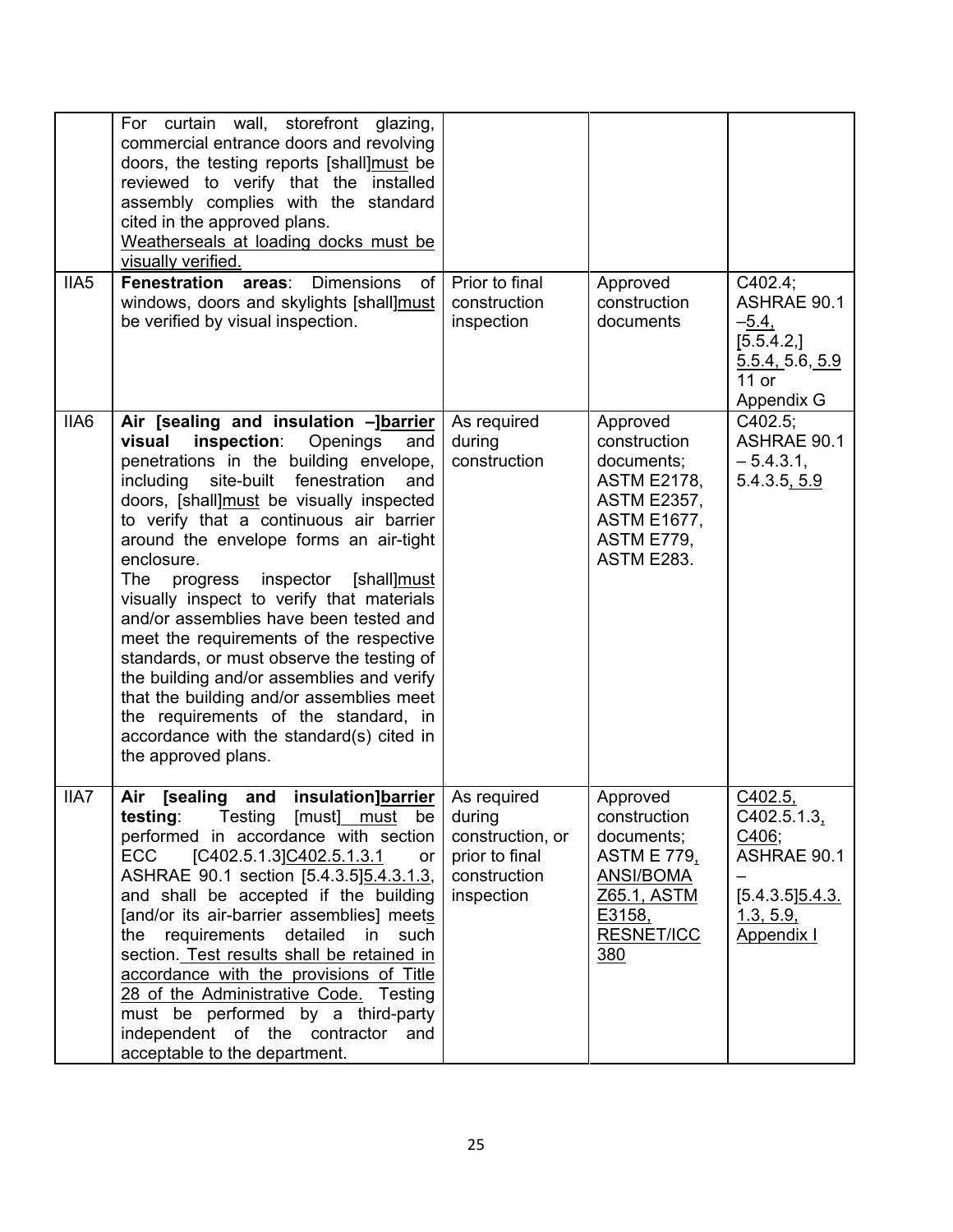|  |  |  |  |  |
|---|---|---|---|---|
|  | For curtain wall, storefront glazing, commercial entrance doors and revolving doors, the testing reports [shall]must be reviewed to verify that the installed assembly complies with the standard cited in the approved plans.<br>Weatherseals at loading docks must be visually verified. |  |  |  |
| IIA5 | **Fenestration areas**: Dimensions of windows, doors and skylights [shall]must be verified by visual inspection. | Prior to final construction inspection | Approved construction documents | C402.4; ASHRAE 90.1 –5.4, [5.5.4.2,] 5.5.4, 5.6, 5.9 11 or Appendix G |
| IIA6 | **Air [sealing and insulation –]barrier visual inspection**: Openings and penetrations in the building envelope, including site-built fenestration and doors, [shall]must be visually inspected to verify that a continuous air barrier around the envelope forms an air-tight enclosure.<br>The progress inspector [shall]must visually inspect to verify that materials and/or assemblies have been tested and meet the requirements of the respective standards, or must observe the testing of the building and/or assemblies and verify that the building and/or assemblies meet the requirements of the standard, in accordance with the standard(s) cited in the approved plans. | As required during construction | Approved construction documents; ASTM E2178, ASTM E2357, ASTM E1677, ASTM E779, ASTM E283. | C402.5; ASHRAE 90.1 – 5.4.3.1, 5.4.3.5, 5.9 |
| IIA7 | **Air [sealing and insulation]barrier testing**: Testing [must] must be performed in accordance with section ECC [C402.5.1.3]C402.5.1.3.1 or ASHRAE 90.1 section [5.4.3.5]5.4.3.1.3, and shall be accepted if the building [and/or its air-barrier assemblies] meets the requirements detailed in such section. Test results shall be retained in accordance with the provisions of Title 28 of the Administrative Code. Testing must be performed by a third-party independent of the contractor and acceptable to the department. | As required during construction, or prior to final construction inspection | Approved construction documents; ASTM E 779, ANSI/BOMA Z65.1, ASTM E3158, RESNET/ICC 380 | C402.5, C402.5.1.3, C406; ASHRAE 90.1 – [5.4.3.5]5.4.3.1.3, 5.9, Appendix I |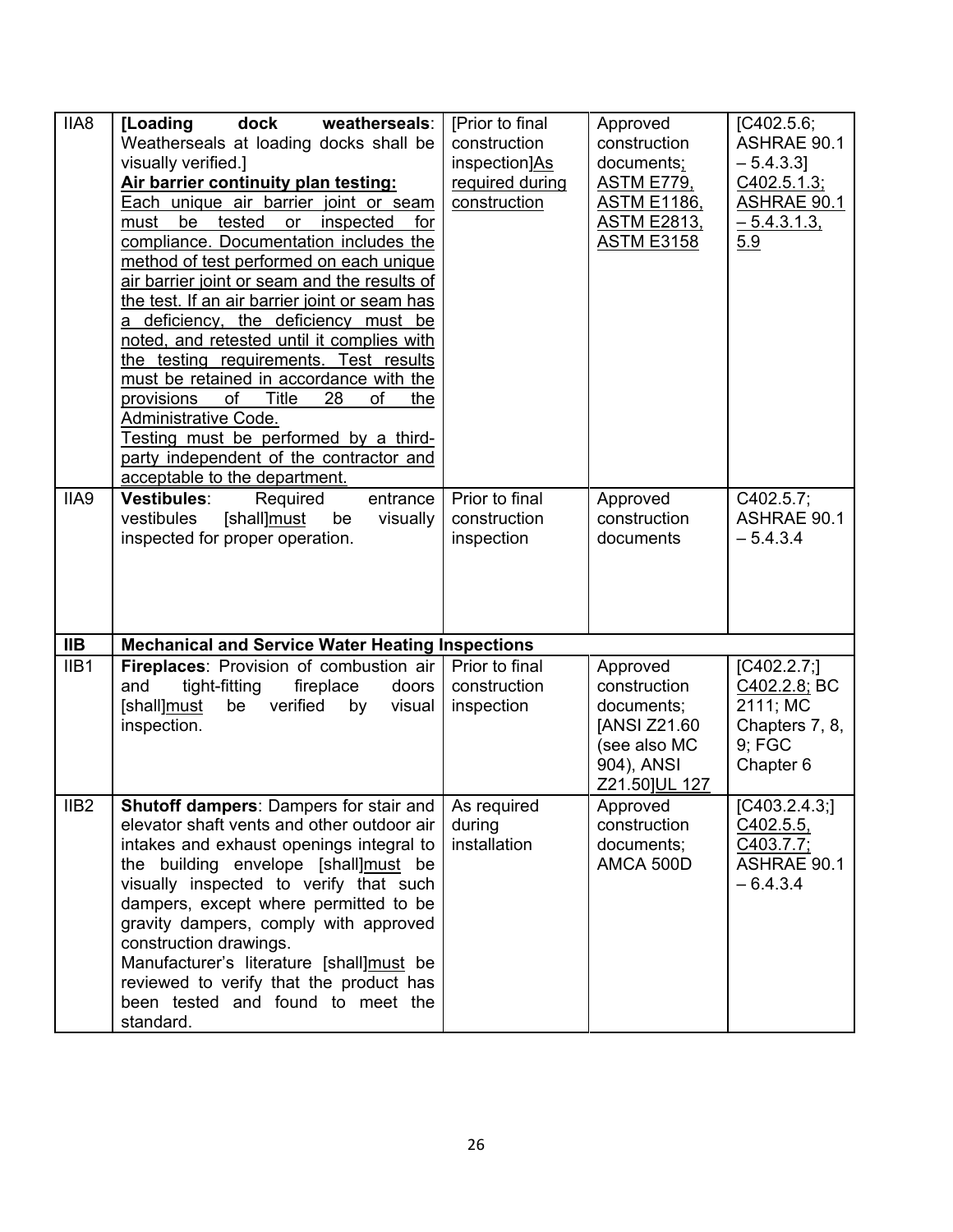| IIA8 | **[Loading dock weatherseals**: Weatherseals at loading docks shall be visually verified.] **Air barrier continuity plan testing:** Each unique air barrier joint or seam must be tested or inspected for compliance. Documentation includes the method of test performed on each unique air barrier joint or seam and the results of the test. If an air barrier joint or seam has a deficiency, the deficiency must be noted, and retested until it complies with the testing requirements. Test results must be retained in accordance with the provisions of Title 28 of the Administrative Code. Testing must be performed by a third-party independent of the contractor and acceptable to the department. | [Prior to final construction inspection]As required during construction | Approved construction documents; ASTM E779, ASTM E1186, ASTM E2813, ASTM E3158 | [C402.5.6; ASHRAE 90.1 – 5.4.3.3] C402.5.1.3; ASHRAE 90.1 – 5.4.3.1.3, 5.9 |
|---|---|---|---|---|
| IIA9 | **Vestibules**: Required entrance vestibules [shall]must be visually inspected for proper operation. | Prior to final construction inspection | Approved construction documents | C402.5.7; ASHRAE 90.1 – 5.4.3.4 |
| **IIB** | **Mechanical and Service Water Heating Inspections** | | | |
| IIB1 | **Fireplaces**: Provision of combustion air and tight-fitting fireplace doors [shall]must be verified by visual inspection. | Prior to final construction inspection | Approved construction documents; [ANSI Z21.60 (see also MC 904), ANSI Z21.50]UL 127 | [C402.2.7;] C402.2.8; BC 2111; MC Chapters 7, 8, 9; FGC Chapter 6 |
| IIB2 | **Shutoff dampers**: Dampers for stair and elevator shaft vents and other outdoor air intakes and exhaust openings integral to the building envelope [shall]must be visually inspected to verify that such dampers, except where permitted to be gravity dampers, comply with approved construction drawings. Manufacturer's literature [shall]must be reviewed to verify that the product has been tested and found to meet the standard. | As required during installation | Approved construction documents; AMCA 500D | [C403.2.4.3;] C402.5.5, C403.7.7; ASHRAE 90.1 – 6.4.3.4 |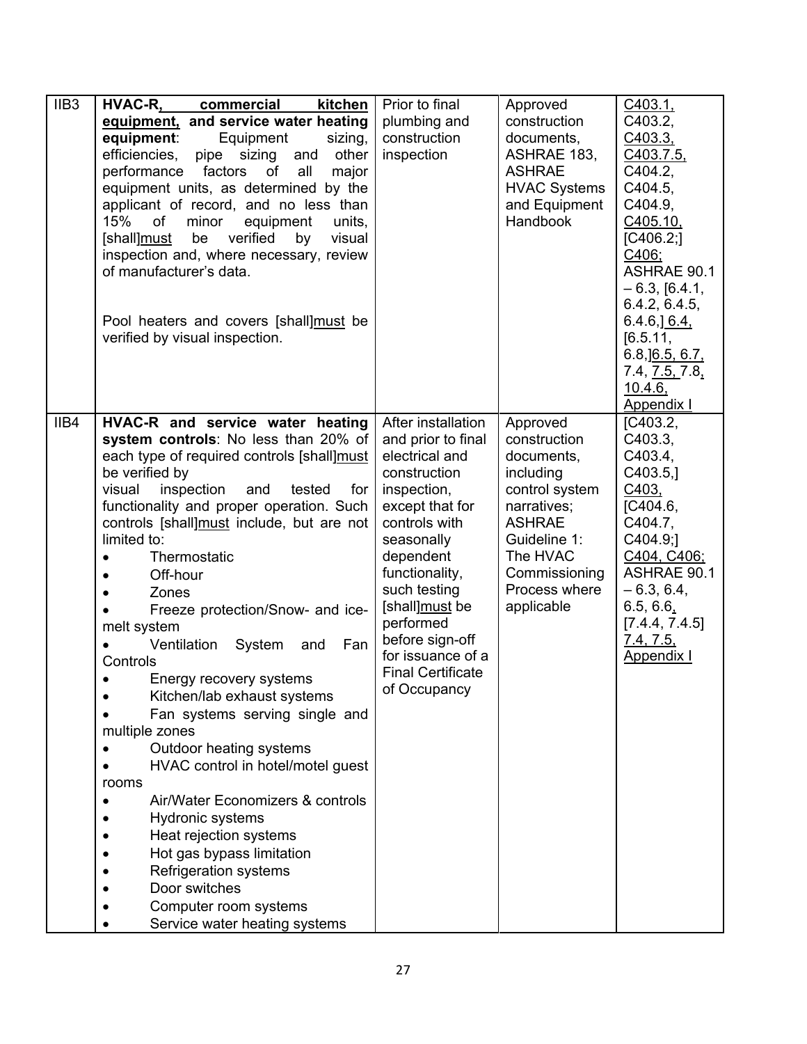| IIB3 | **HVAC-R, commercial kitchen equipment, and service water heating equipment**: Equipment sizing, efficiencies, pipe sizing and other performance factors of all major equipment units, as determined by the applicant of record, and no less than 15% of minor equipment units, [shall]must be verified by visual inspection and, where necessary, review of manufacturer's data.<br><br>Pool heaters and covers [shall]must be verified by visual inspection. | Prior to final plumbing and construction inspection | Approved construction documents, ASHRAE 183, ASHRAE HVAC Systems and Equipment Handbook | C403.1, C403.2, C403.3, C403.7.5, C404.2, C404.5, C404.9, C405.10, [C406.2;] C406; ASHRAE 90.1 – 6.3, [6.4.1, 6.4.2, 6.4.5, 6.4.6,] 6.4, [6.5.11, 6.8,]6.5, 6.7, 7.4, 7.5, 7.8, 10.4.6, Appendix I |
|---|---|---|---|---|
| IIB4 | **HVAC-R and service water heating system controls**: No less than 20% of each type of required controls [shall]must be verified by visual inspection and tested for functionality and proper operation. Such controls [shall]must include, but are not limited to:<br>• Thermostatic<br>• Off-hour<br>• Zones<br>• Freeze protection/Snow- and ice-melt system<br>• Ventilation System and Fan Controls<br>• Energy recovery systems<br>• Kitchen/lab exhaust systems<br>• Fan systems serving single and multiple zones<br>• Outdoor heating systems<br>• HVAC control in hotel/motel guest rooms<br>• Air/Water Economizers & controls<br>• Hydronic systems<br>• Heat rejection systems<br>• Hot gas bypass limitation<br>• Refrigeration systems<br>• Door switches<br>• Computer room systems<br>• Service water heating systems | After installation and prior to final electrical and construction inspection, except that for controls with seasonally dependent functionality, such testing [shall]must be performed before sign-off for issuance of a Final Certificate of Occupancy | Approved construction documents, including control system narratives; ASHRAE Guideline 1: The HVAC Commissioning Process where applicable | [C403.2, C403.3, C403.4, C403.5,] C403, [C404.6, C404.7, C404.9;] C404, C406; ASHRAE 90.1 – 6.3, 6.4, 6.5, 6.6, [7.4.4, 7.4.5] 7.4, 7.5, Appendix I |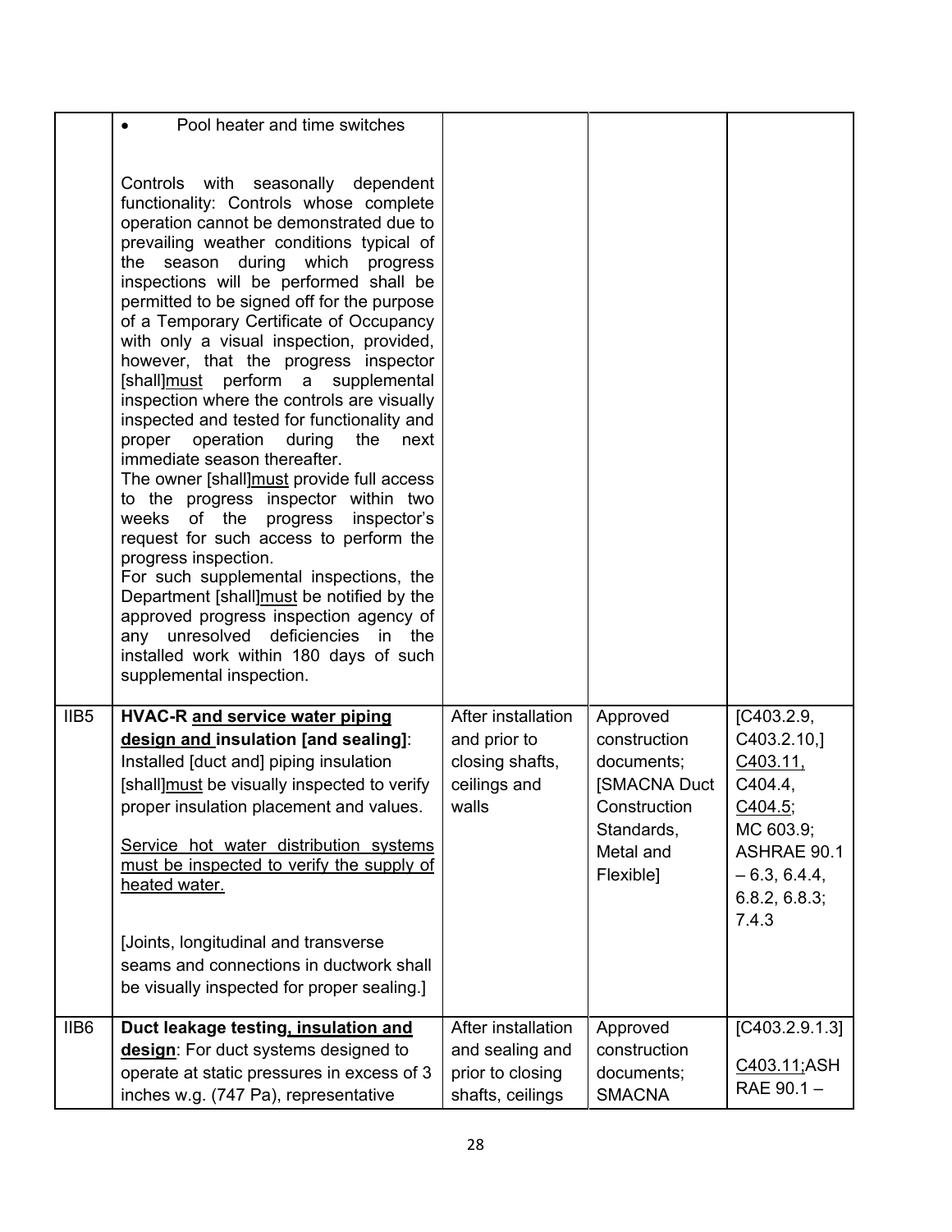| | | | | |
|---|---|---|---|---|
| | • Pool heater and time switches<br><br>Controls with seasonally dependent functionality: Controls whose complete operation cannot be demonstrated due to prevailing weather conditions typical of the season during which progress inspections will be performed shall be permitted to be signed off for the purpose of a Temporary Certificate of Occupancy with only a visual inspection, provided, however, that the progress inspector [shall]<u>must</u> perform a supplemental inspection where the controls are visually inspected and tested for functionality and proper operation during the next immediate season thereafter.<br>The owner [shall]<u>must</u> provide full access to the progress inspector within two weeks of the progress inspector's request for such access to perform the progress inspection.<br>For such supplemental inspections, the Department [shall]<u>must</u> be notified by the approved progress inspection agency of any unresolved deficiencies in the installed work within 180 days of such supplemental inspection. | | | |
| IIB5 | **HVAC-R <u>and service water piping design and</u> insulation [and sealing]**: Installed [duct and] piping insulation [shall]<u>must</u> be visually inspected to verify proper insulation placement and values.<br><br><u>Service hot water distribution systems must be inspected to verify the supply of heated water.</u><br><br>[Joints, longitudinal and transverse seams and connections in ductwork shall be visually inspected for proper sealing.] | After installation and prior to closing shafts, ceilings and walls | Approved construction documents; [SMACNA Duct Construction Standards, Metal and Flexible] | [C403.2.9, C403.2.10,] <u>C403.11,</u> C404.4, <u>C404.5</u>; MC 603.9; ASHRAE 90.1 – 6.3, 6.4.4, 6.8.2, 6.8.3; 7.4.3 |
| IIB6 | **Duct leakage testing<u>, insulation and design</u>**: For duct systems designed to operate at static pressures in excess of 3 inches w.g. (747 Pa), representative | After installation and sealing and prior to closing shafts, ceilings | Approved construction documents; SMACNA | [C403.2.9.1.3]<br><u>C403.11;</u>ASHRAE 90.1 – |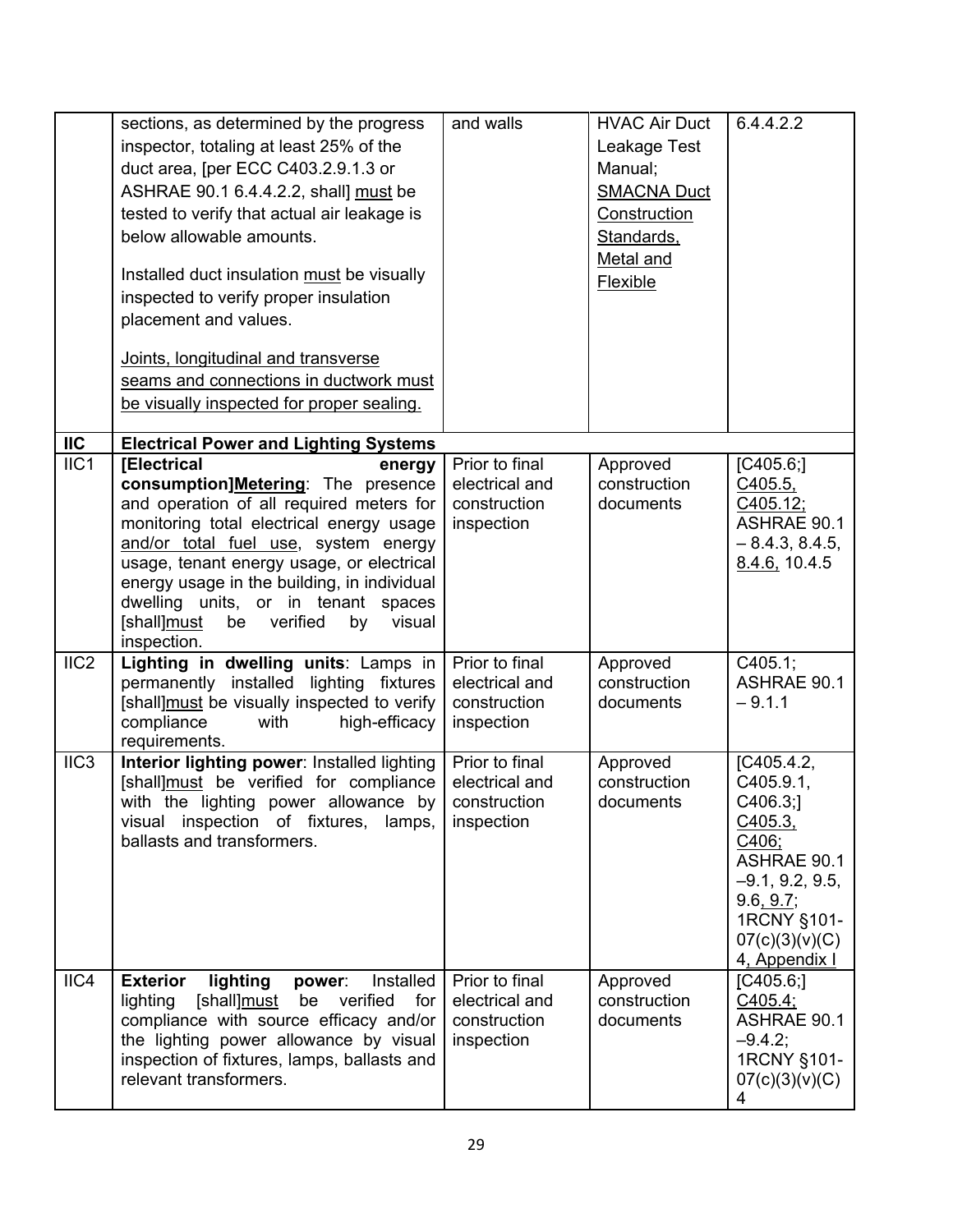| | | | | |
|---|---|---|---|---|
| | sections, as determined by the progress inspector, totaling at least 25% of the duct area, [per ECC C403.2.9.1.3 or ASHRAE 90.1 6.4.4.2.2, shall] must be tested to verify that actual air leakage is below allowable amounts.<br><br>Installed duct insulation must be visually inspected to verify proper insulation placement and values.<br><br>Joints, longitudinal and transverse seams and connections in ductwork must be visually inspected for proper sealing. | and walls | HVAC Air Duct Leakage Test Manual; SMACNA Duct Construction Standards, Metal and Flexible | 6.4.4.2.2 |
| **IIC** | **Electrical Power and Lighting Systems** | | | |
| IIC1 | **[Electrical energy consumption]Metering**: The presence and operation of all required meters for monitoring total electrical energy usage and/or total fuel use, system energy usage, tenant energy usage, or electrical energy usage in the building, in individual dwelling units, or in tenant spaces [shall]must be verified by visual inspection. | Prior to final electrical and construction inspection | Approved construction documents | [C405.6;] C405.5, C405.12; ASHRAE 90.1 – 8.4.3, 8.4.5, 8.4.6, 10.4.5 |
| IIC2 | **Lighting in dwelling units**: Lamps in permanently installed lighting fixtures [shall]must be visually inspected to verify compliance with high-efficacy requirements. | Prior to final electrical and construction inspection | Approved construction documents | C405.1; ASHRAE 90.1 – 9.1.1 |
| IIC3 | **Interior lighting power**: Installed lighting [shall]must be verified for compliance with the lighting power allowance by visual inspection of fixtures, lamps, ballasts and transformers. | Prior to final electrical and construction inspection | Approved construction documents | [C405.4.2, C405.9.1, C406.3;] C405.3, C406; ASHRAE 90.1 –9.1, 9.2, 9.5, 9.6, 9.7; 1RCNY §101-07(c)(3)(v)(C)4, Appendix I |
| IIC4 | **Exterior lighting power**: Installed lighting [shall]must be verified for compliance with source efficacy and/or the lighting power allowance by visual inspection of fixtures, lamps, ballasts and relevant transformers. | Prior to final electrical and construction inspection | Approved construction documents | [C405.6;] C405.4; ASHRAE 90.1 –9.4.2; 1RCNY §101-07(c)(3)(v)(C)4 |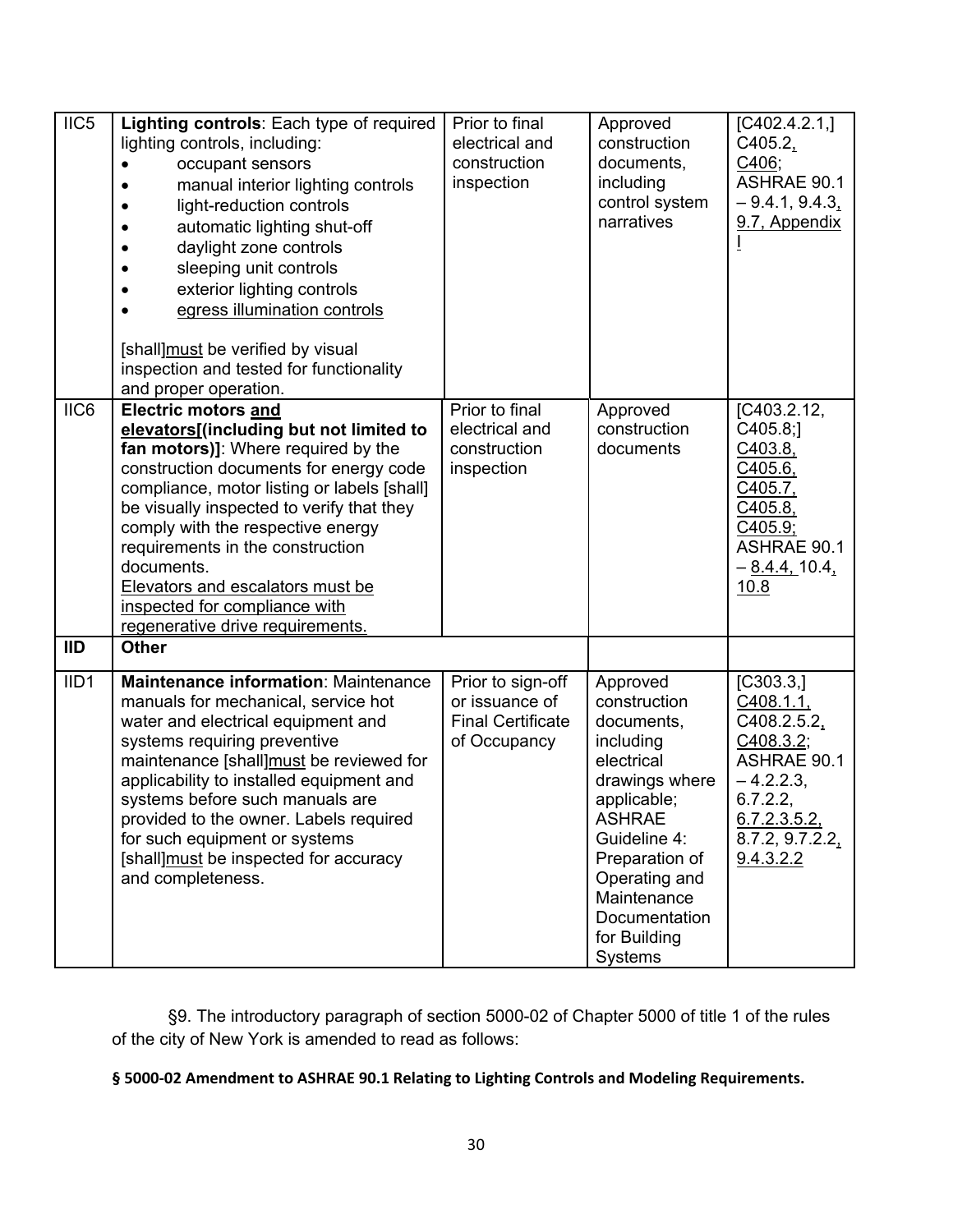| IIC5 | **Lighting controls**: Each type of required lighting controls, including: <br>• occupant sensors <br>• manual interior lighting controls <br>• light-reduction controls <br>• automatic lighting shut-off <br>• daylight zone controls <br>• sleeping unit controls <br>• exterior lighting controls <br>• egress illumination controls <br><br>[shall]must be verified by visual inspection and tested for functionality and proper operation. | Prior to final electrical and construction inspection | Approved construction documents, including control system narratives | [C402.4.2.1,] C405.2, C406; ASHRAE 90.1 – 9.4.1, 9.4.3, 9.7, Appendix I |
|---|---|---|---|---|
| IIC6 | **Electric motors and elevators[(including but not limited to fan motors)]**: Where required by the construction documents for energy code compliance, motor listing or labels [shall] be visually inspected to verify that they comply with the respective energy requirements in the construction documents. <br>Elevators and escalators must be inspected for compliance with regenerative drive requirements. | Prior to final electrical and construction inspection | Approved construction documents | [C403.2.12, C405.8;] C403.8, C405.6, C405.7, C405.8, C405.9; ASHRAE 90.1 – 8.4.4, 10.4, 10.8 |
| **IID** | **Other** | | | |
| IID1 | **Maintenance information**: Maintenance manuals for mechanical, service hot water and electrical equipment and systems requiring preventive maintenance [shall]must be reviewed for applicability to installed equipment and systems before such manuals are provided to the owner. Labels required for such equipment or systems [shall]must be inspected for accuracy and completeness. | Prior to sign-off or issuance of Final Certificate of Occupancy | Approved construction documents, including electrical drawings where applicable; ASHRAE Guideline 4: Preparation of Operating and Maintenance Documentation for Building Systems | [C303.3,] C408.1.1, C408.2.5.2, C408.3.2; ASHRAE 90.1 – 4.2.2.3, 6.7.2.2, 6.7.2.3.5.2, 8.7.2, 9.7.2.2, 9.4.3.2.2 |

§9. The introductory paragraph of section 5000-02 of Chapter 5000 of title 1 of the rules of the city of New York is amended to read as follows:

**§ 5000-02 Amendment to ASHRAE 90.1 Relating to Lighting Controls and Modeling Requirements.**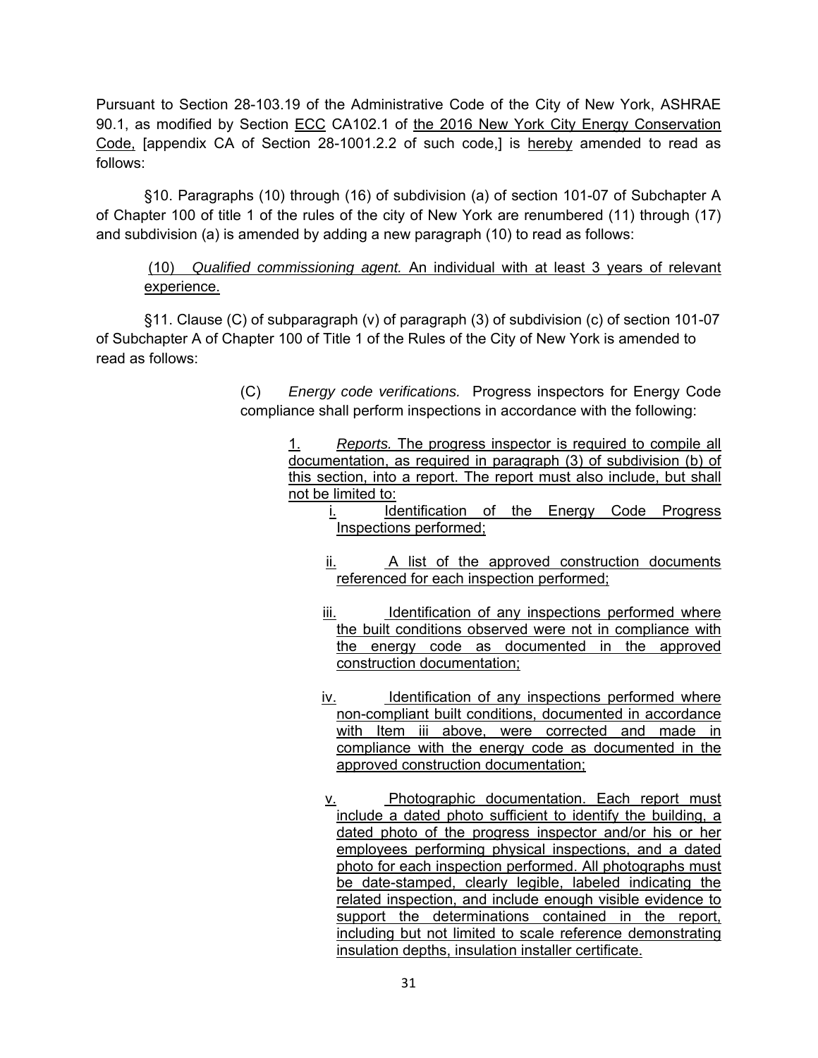Pursuant to Section 28-103.19 of the Administrative Code of the City of New York, ASHRAE 90.1, as modified by Section ECC CA102.1 of the 2016 New York City Energy Conservation Code, [appendix CA of Section 28-1001.2.2 of such code,] is hereby amended to read as follows:

§10. Paragraphs (10) through (16) of subdivision (a) of section 101-07 of Subchapter A of Chapter 100 of title 1 of the rules of the city of New York are renumbered (11) through (17) and subdivision (a) is amended by adding a new paragraph (10) to read as follows:

> (10) *Qualified commissioning agent.* An individual with at least 3 years of relevant experience.

§11. Clause (C) of subparagraph (v) of paragraph (3) of subdivision (c) of section 101-07 of Subchapter A of Chapter 100 of Title 1 of the Rules of the City of New York is amended to read as follows:

> (C) *Energy code verifications.* Progress inspectors for Energy Code compliance shall perform inspections in accordance with the following:
>
> 1. *Reports.* The progress inspector is required to compile all documentation, as required in paragraph (3) of subdivision (b) of this section, into a report. The report must also include, but shall not be limited to:
>
>    i. Identification of the Energy Code Progress Inspections performed;
>
>    ii. A list of the approved construction documents referenced for each inspection performed;
>
>    iii. Identification of any inspections performed where the built conditions observed were not in compliance with the energy code as documented in the approved construction documentation;
>
>    iv. Identification of any inspections performed where non-compliant built conditions, documented in accordance with Item iii above, were corrected and made in compliance with the energy code as documented in the approved construction documentation;
>
>    v. Photographic documentation. Each report must include a dated photo sufficient to identify the building, a dated photo of the progress inspector and/or his or her employees performing physical inspections, and a dated photo for each inspection performed. All photographs must be date-stamped, clearly legible, labeled indicating the related inspection, and include enough visible evidence to support the determinations contained in the report, including but not limited to scale reference demonstrating insulation depths, insulation installer certificate.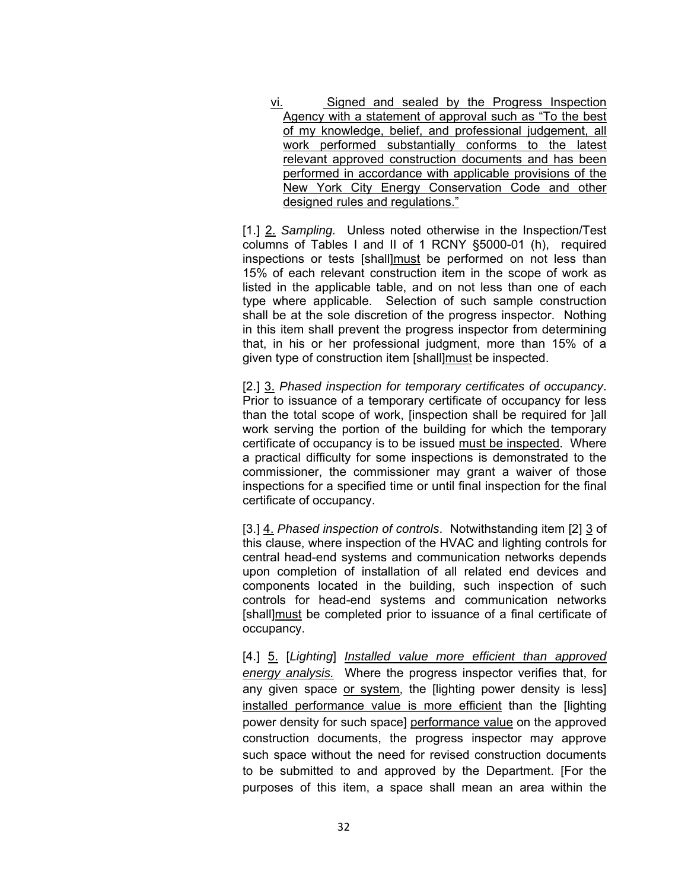vi. Signed and sealed by the Progress Inspection Agency with a statement of approval such as "To the best of my knowledge, belief, and professional judgement, all work performed substantially conforms to the latest relevant approved construction documents and has been performed in accordance with applicable provisions of the New York City Energy Conservation Code and other designed rules and regulations."

[1.] 2. *Sampling.* Unless noted otherwise in the Inspection/Test columns of Tables I and II of 1 RCNY §5000-01 (h), required inspections or tests [shall]must be performed on not less than 15% of each relevant construction item in the scope of work as listed in the applicable table, and on not less than one of each type where applicable. Selection of such sample construction shall be at the sole discretion of the progress inspector. Nothing in this item shall prevent the progress inspector from determining that, in his or her professional judgment, more than 15% of a given type of construction item [shall]must be inspected.

[2.] 3. *Phased inspection for temporary certificates of occupancy*. Prior to issuance of a temporary certificate of occupancy for less than the total scope of work, [inspection shall be required for ]all work serving the portion of the building for which the temporary certificate of occupancy is to be issued must be inspected. Where a practical difficulty for some inspections is demonstrated to the commissioner, the commissioner may grant a waiver of those inspections for a specified time or until final inspection for the final certificate of occupancy.

[3.] 4. *Phased inspection of controls*. Notwithstanding item [2] 3 of this clause, where inspection of the HVAC and lighting controls for central head-end systems and communication networks depends upon completion of installation of all related end devices and components located in the building, such inspection of such controls for head-end systems and communication networks [shall]must be completed prior to issuance of a final certificate of occupancy.

[4.] 5. [*Lighting*] *Installed value more efficient than approved energy analysis.* Where the progress inspector verifies that, for any given space or system, the [lighting power density is less] installed performance value is more efficient than the [lighting power density for such space] performance value on the approved construction documents, the progress inspector may approve such space without the need for revised construction documents to be submitted to and approved by the Department. [For the purposes of this item, a space shall mean an area within the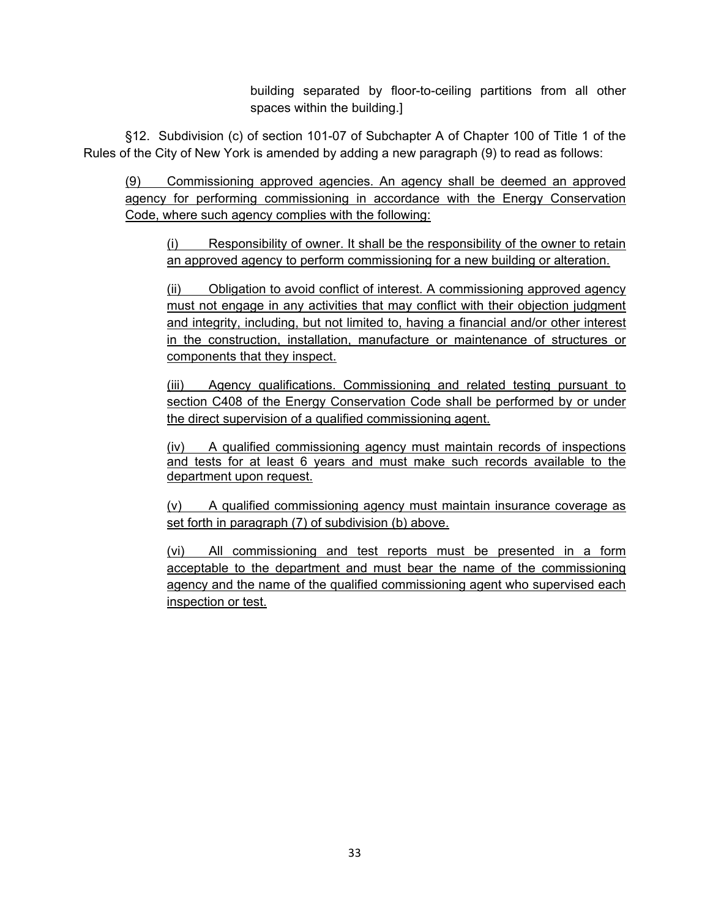building separated by floor-to-ceiling partitions from all other spaces within the building.]

§12. Subdivision (c) of section 101-07 of Subchapter A of Chapter 100 of Title 1 of the Rules of the City of New York is amended by adding a new paragraph (9) to read as follows:

<u>(9) Commissioning approved agencies. An agency shall be deemed an approved agency for performing commissioning in accordance with the Energy Conservation Code, where such agency complies with the following:</u>

<u>(i) Responsibility of owner. It shall be the responsibility of the owner to retain an approved agency to perform commissioning for a new building or alteration.</u>

<u>(ii) Obligation to avoid conflict of interest. A commissioning approved agency must not engage in any activities that may conflict with their objection judgment and integrity, including, but not limited to, having a financial and/or other interest in the construction, installation, manufacture or maintenance of structures or components that they inspect.</u>

<u>(iii) Agency qualifications. Commissioning and related testing pursuant to section C408 of the Energy Conservation Code shall be performed by or under the direct supervision of a qualified commissioning agent.</u>

<u>(iv) A qualified commissioning agency must maintain records of inspections and tests for at least 6 years and must make such records available to the department upon request.</u>

<u>(v) A qualified commissioning agency must maintain insurance coverage as set forth in paragraph (7) of subdivision (b) above.</u>

<u>(vi) All commissioning and test reports must be presented in a form acceptable to the department and must bear the name of the commissioning agency and the name of the qualified commissioning agent who supervised each inspection or test.</u>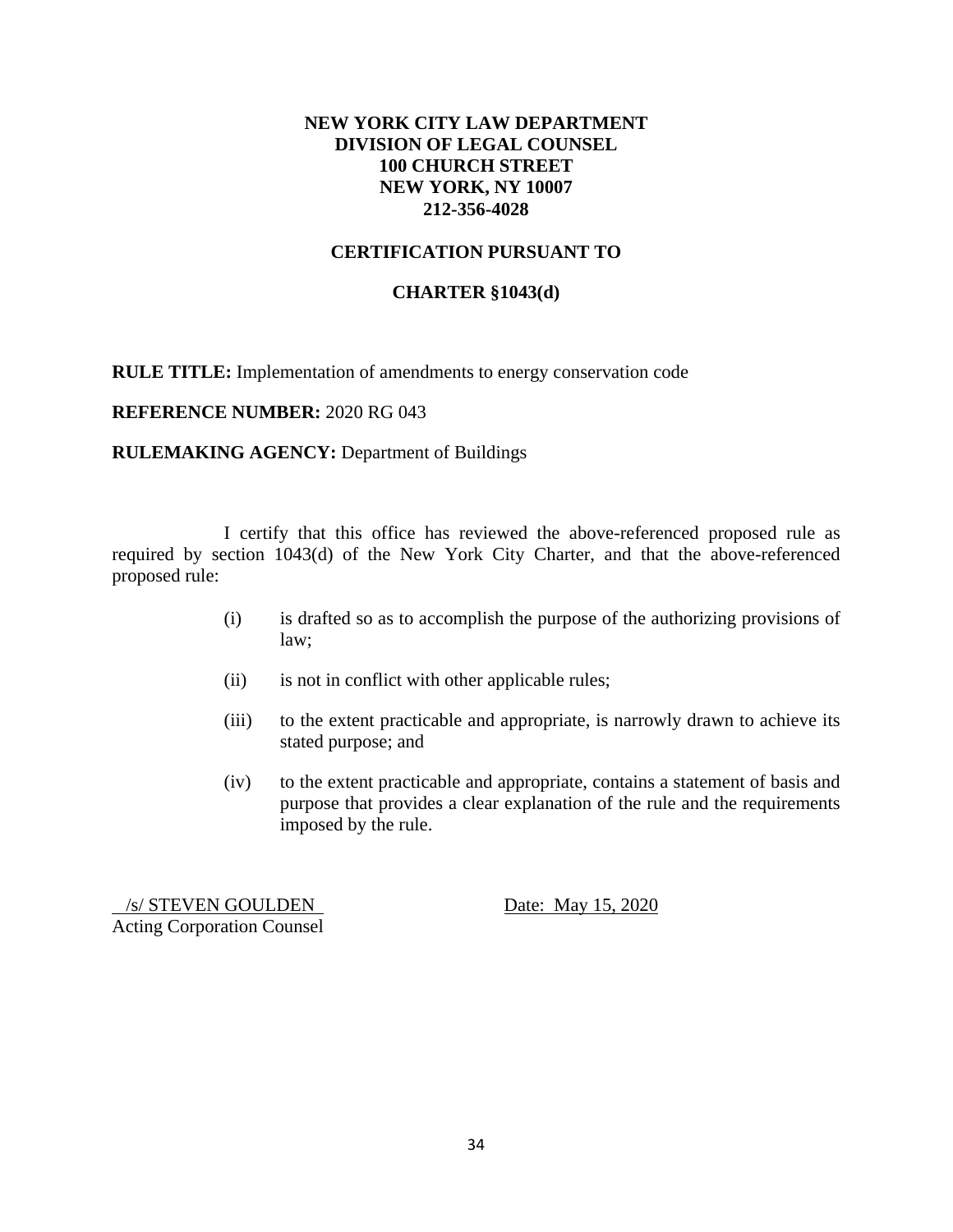**NEW YORK CITY LAW DEPARTMENT**
**DIVISION OF LEGAL COUNSEL**
**100 CHURCH STREET**
**NEW YORK, NY 10007**
**212-356-4028**

**CERTIFICATION PURSUANT TO**

**CHARTER §1043(d)**

**RULE TITLE:** Implementation of amendments to energy conservation code

**REFERENCE NUMBER:** 2020 RG 043

**RULEMAKING AGENCY:** Department of Buildings

I certify that this office has reviewed the above-referenced proposed rule as required by section 1043(d) of the New York City Charter, and that the above-referenced proposed rule:

(i) is drafted so as to accomplish the purpose of the authorizing provisions of law;

(ii) is not in conflict with other applicable rules;

(iii) to the extent practicable and appropriate, is narrowly drawn to achieve its stated purpose; and

(iv) to the extent practicable and appropriate, contains a statement of basis and purpose that provides a clear explanation of the rule and the requirements imposed by the rule.

/s/ STEVEN GOULDEN
Acting Corporation Counsel

Date: May 15, 2020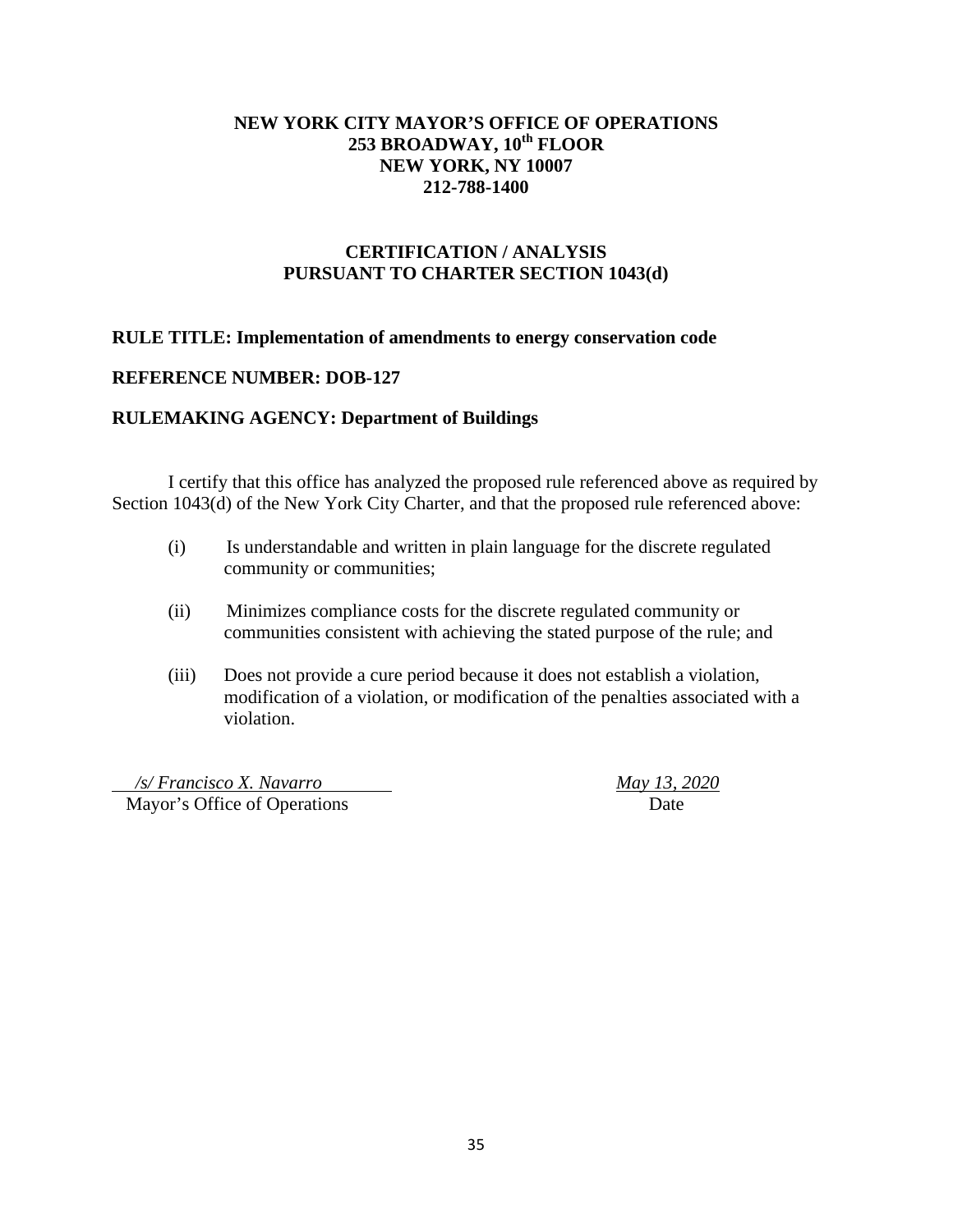**NEW YORK CITY MAYOR'S OFFICE OF OPERATIONS**
**253 BROADWAY, 10th FLOOR**
**NEW YORK, NY 10007**
**212-788-1400**

**CERTIFICATION / ANALYSIS**
**PURSUANT TO CHARTER SECTION 1043(d)**

**RULE TITLE: Implementation of amendments to energy conservation code**

**REFERENCE NUMBER: DOB-127**

**RULEMAKING AGENCY: Department of Buildings**

I certify that this office has analyzed the proposed rule referenced above as required by Section 1043(d) of the New York City Charter, and that the proposed rule referenced above:

(i) Is understandable and written in plain language for the discrete regulated community or communities;

(ii) Minimizes compliance costs for the discrete regulated community or communities consistent with achieving the stated purpose of the rule; and

(iii) Does not provide a cure period because it does not establish a violation, modification of a violation, or modification of the penalties associated with a violation.

*/s/ Francisco X. Navarro*
Mayor's Office of Operations

*May 13, 2020*
Date